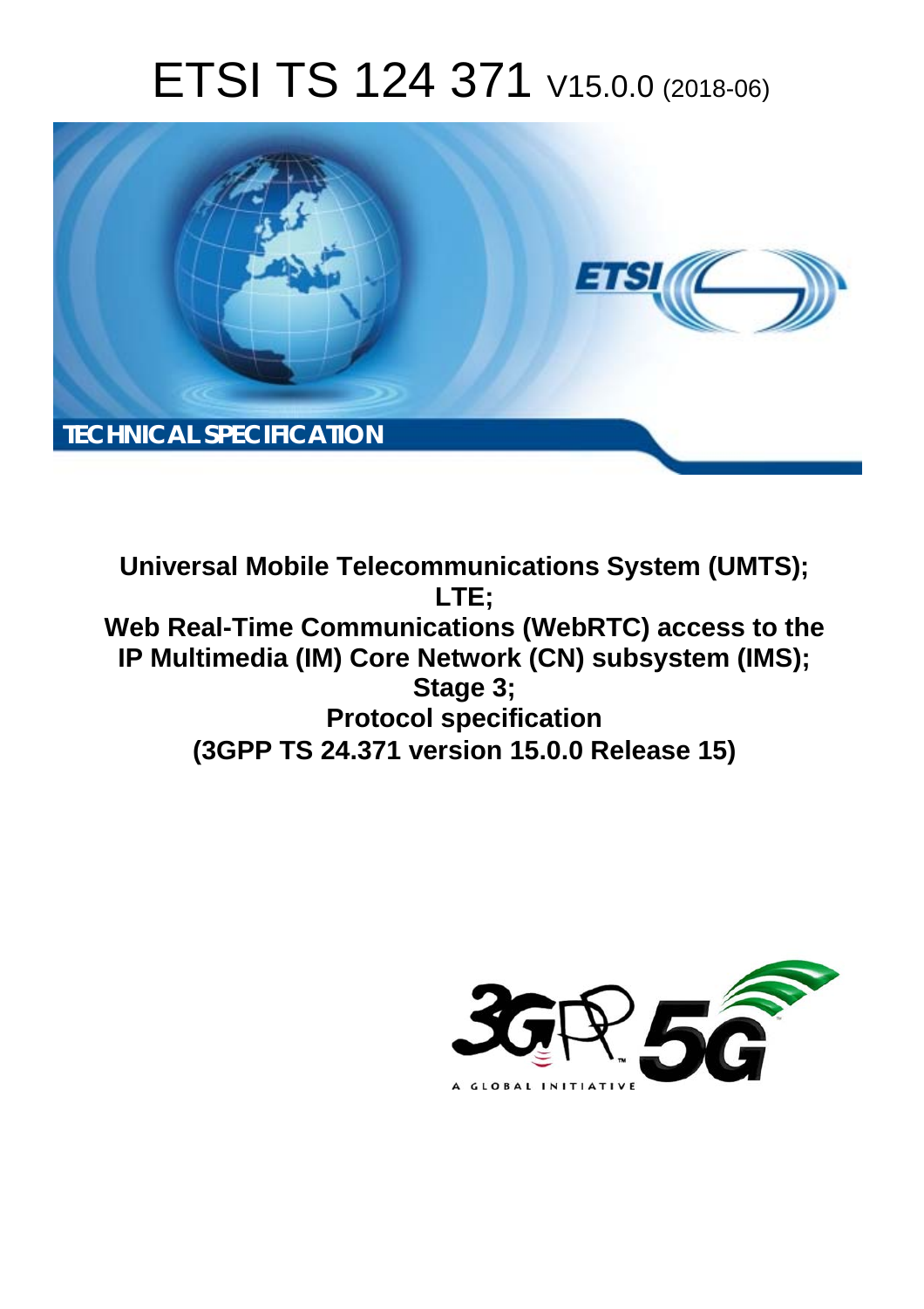# ETSI TS 124 371 V15.0.0 (2018-06)

TECHNICAL SPECIFICATION

**Universal Mobile Telecommunications System (UMTS); LTE; Web Real-Time Communications (WebRTC) access to the IP Multimedia (IM) Core Network (CN) subsystem (IMS); Stage 3; Protocol specification (3GPP TS 24.371 version 15.0.0 Release 15)**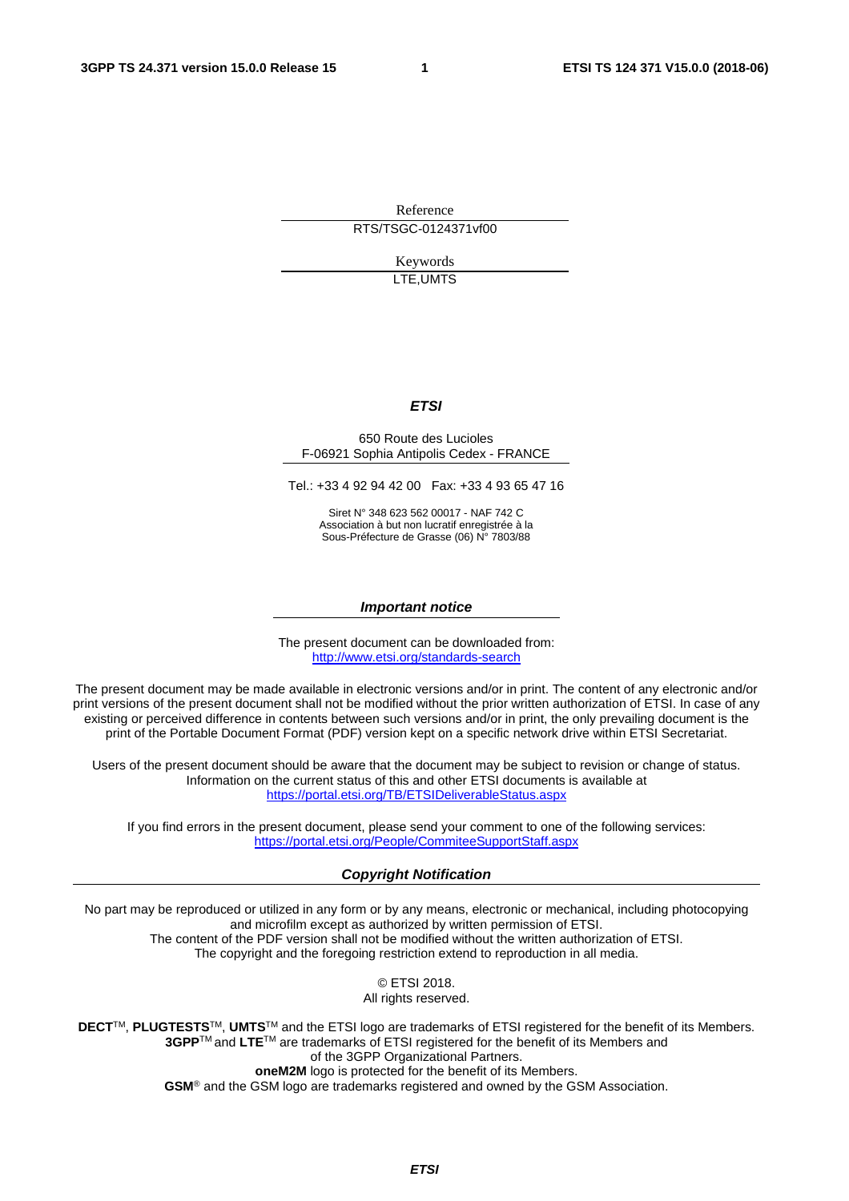Reference

RTS/TSGC-0124371vf00

Keywords

LTE,UMTS

***ETSI***

650 Route des Lucioles
F-06921 Sophia Antipolis Cedex - FRANCE

Tel.: +33 4 92 94 42 00 Fax: +33 4 93 65 47 16

Siret N° 348 623 562 00017 - NAF 742 C
Association à but non lucratif enregistrée à la
Sous-Préfecture de Grasse (06) N° 7803/88

***Important notice***

The present document can be downloaded from:
http://www.etsi.org/standards-search

The present document may be made available in electronic versions and/or in print. The content of any electronic and/or print versions of the present document shall not be modified without the prior written authorization of ETSI. In case of any existing or perceived difference in contents between such versions and/or in print, the only prevailing document is the print of the Portable Document Format (PDF) version kept on a specific network drive within ETSI Secretariat.

Users of the present document should be aware that the document may be subject to revision or change of status. Information on the current status of this and other ETSI documents is available at
https://portal.etsi.org/TB/ETSIDeliverableStatus.aspx

If you find errors in the present document, please send your comment to one of the following services:
https://portal.etsi.org/People/CommiteeSupportStaff.aspx

***Copyright Notification***

No part may be reproduced or utilized in any form or by any means, electronic or mechanical, including photocopying and microfilm except as authorized by written permission of ETSI.
The content of the PDF version shall not be modified without the written authorization of ETSI.
The copyright and the foregoing restriction extend to reproduction in all media.

© ETSI 2018.
All rights reserved.

**DECT**™, **PLUGTESTS**™, **UMTS**™ and the ETSI logo are trademarks of ETSI registered for the benefit of its Members.
**3GPP**™ and **LTE**™ are trademarks of ETSI registered for the benefit of its Members and of the 3GPP Organizational Partners.
**oneM2M** logo is protected for the benefit of its Members.
**GSM**® and the GSM logo are trademarks registered and owned by the GSM Association.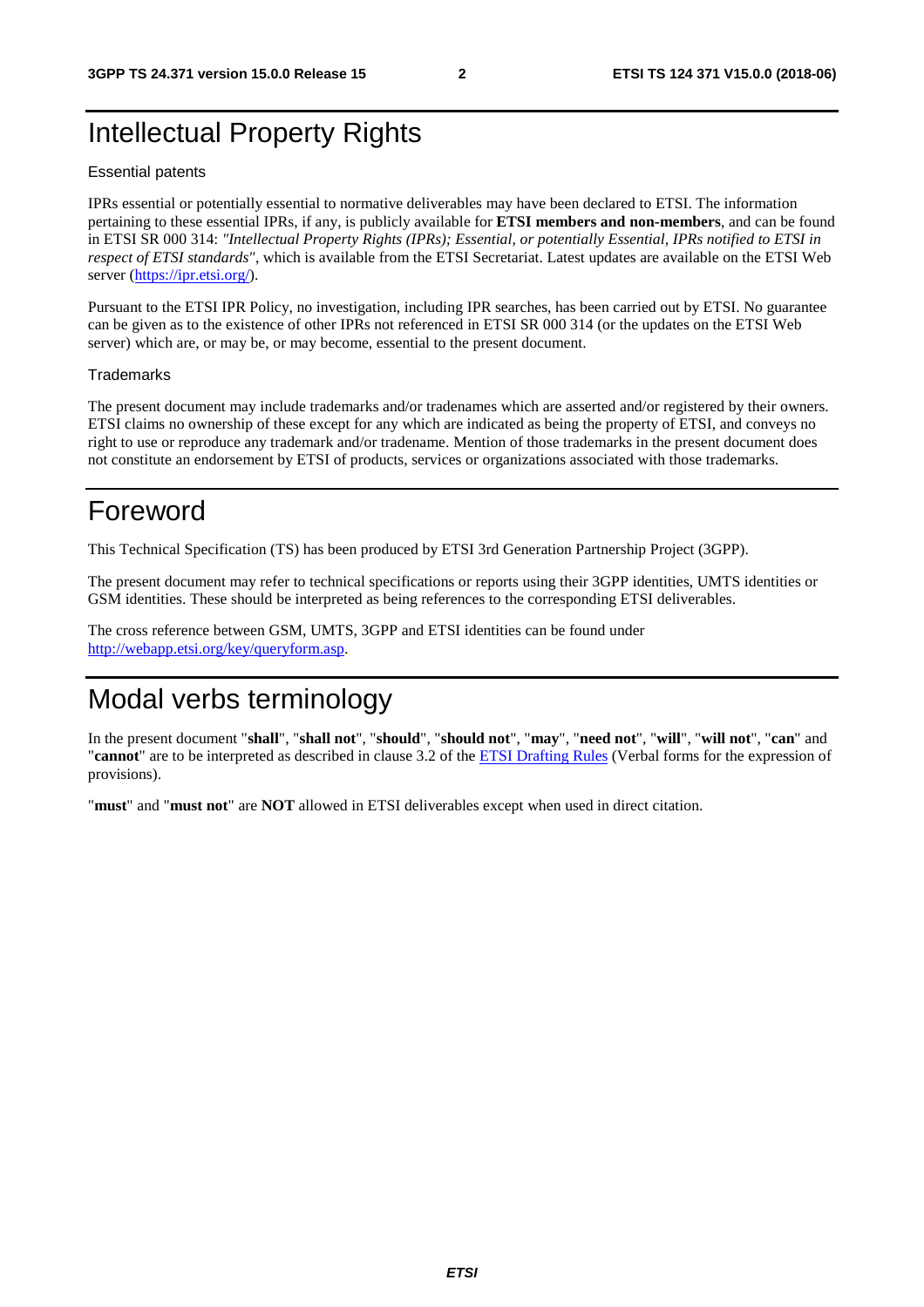# Intellectual Property Rights

Essential patents

IPRs essential or potentially essential to normative deliverables may have been declared to ETSI. The information pertaining to these essential IPRs, if any, is publicly available for **ETSI members and non-members**, and can be found in ETSI SR 000 314: *"Intellectual Property Rights (IPRs); Essential, or potentially Essential, IPRs notified to ETSI in respect of ETSI standards"*, which is available from the ETSI Secretariat. Latest updates are available on the ETSI Web server (https://ipr.etsi.org/).

Pursuant to the ETSI IPR Policy, no investigation, including IPR searches, has been carried out by ETSI. No guarantee can be given as to the existence of other IPRs not referenced in ETSI SR 000 314 (or the updates on the ETSI Web server) which are, or may be, or may become, essential to the present document.

Trademarks

The present document may include trademarks and/or tradenames which are asserted and/or registered by their owners. ETSI claims no ownership of these except for any which are indicated as being the property of ETSI, and conveys no right to use or reproduce any trademark and/or tradename. Mention of those trademarks in the present document does not constitute an endorsement by ETSI of products, services or organizations associated with those trademarks.

# Foreword

This Technical Specification (TS) has been produced by ETSI 3rd Generation Partnership Project (3GPP).

The present document may refer to technical specifications or reports using their 3GPP identities, UMTS identities or GSM identities. These should be interpreted as being references to the corresponding ETSI deliverables.

The cross reference between GSM, UMTS, 3GPP and ETSI identities can be found under http://webapp.etsi.org/key/queryform.asp.

# Modal verbs terminology

In the present document "**shall**", "**shall not**", "**should**", "**should not**", "**may**", "**need not**", "**will**", "**will not**", "**can**" and "**cannot**" are to be interpreted as described in clause 3.2 of the ETSI Drafting Rules (Verbal forms for the expression of provisions).

"**must**" and "**must not**" are **NOT** allowed in ETSI deliverables except when used in direct citation.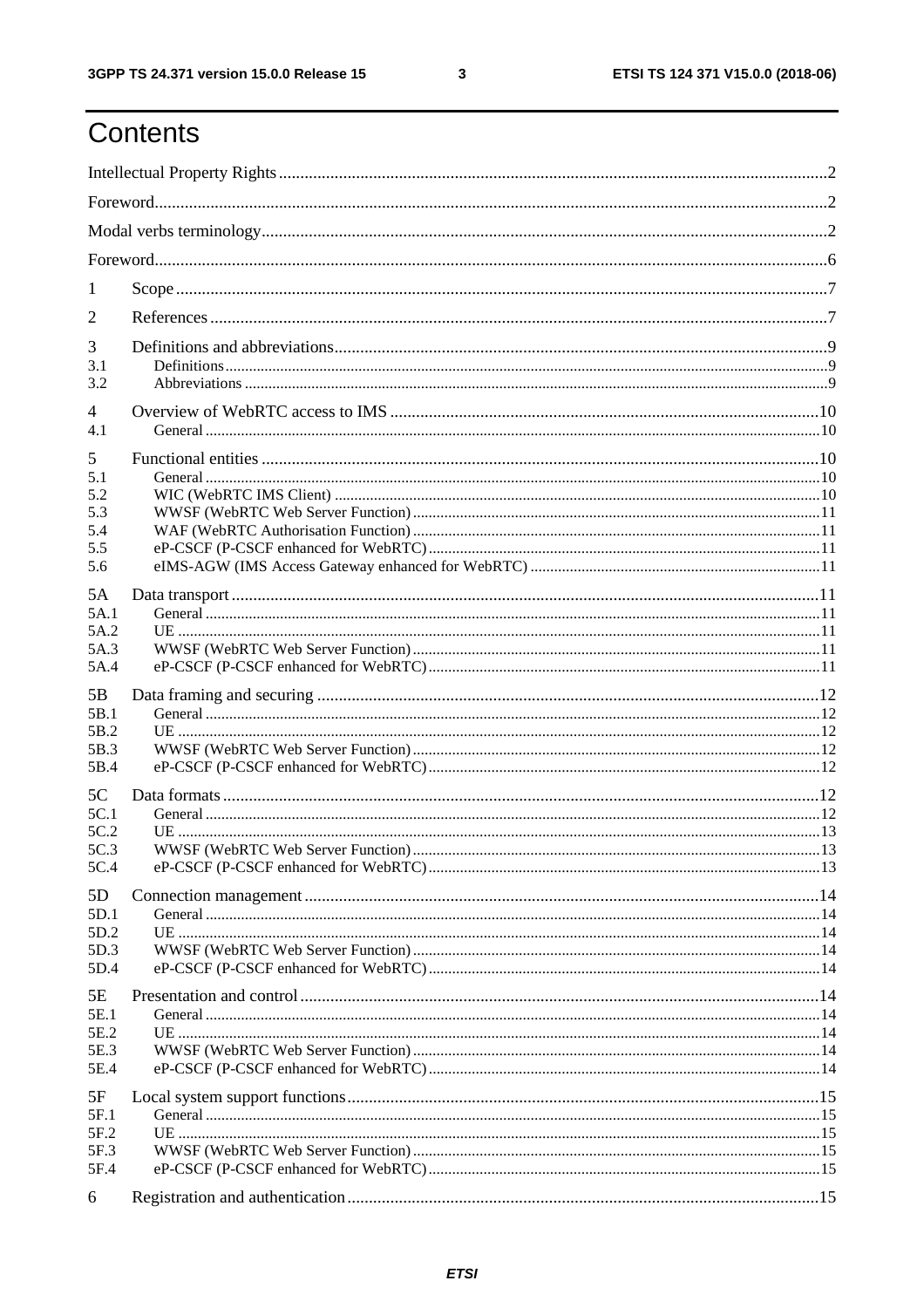# Contents

Intellectual Property Rights .......... 2

Foreword .......... 2

Modal verbs terminology .......... 2

Foreword .......... 6

1 Scope .......... 7

2 References .......... 7

3 Definitions and abbreviations .......... 9
- 3.1 Definitions .......... 9
- 3.2 Abbreviations .......... 9

4 Overview of WebRTC access to IMS .......... 10
- 4.1 General .......... 10

5 Functional entities .......... 10
- 5.1 General .......... 10
- 5.2 WIC (WebRTC IMS Client) .......... 10
- 5.3 WWSF (WebRTC Web Server Function) .......... 11
- 5.4 WAF (WebRTC Authorisation Function) .......... 11
- 5.5 eP-CSCF (P-CSCF enhanced for WebRTC) .......... 11
- 5.6 eIMS-AGW (IMS Access Gateway enhanced for WebRTC) .......... 11

5A Data transport .......... 11
- 5A.1 General .......... 11
- 5A.2 UE .......... 11
- 5A.3 WWSF (WebRTC Web Server Function) .......... 11
- 5A.4 eP-CSCF (P-CSCF enhanced for WebRTC) .......... 11

5B Data framing and securing .......... 12
- 5B.1 General .......... 12
- 5B.2 UE .......... 12
- 5B.3 WWSF (WebRTC Web Server Function) .......... 12
- 5B.4 eP-CSCF (P-CSCF enhanced for WebRTC) .......... 12

5C Data formats .......... 12
- 5C.1 General .......... 12
- 5C.2 UE .......... 13
- 5C.3 WWSF (WebRTC Web Server Function) .......... 13
- 5C.4 eP-CSCF (P-CSCF enhanced for WebRTC) .......... 13

5D Connection management .......... 14
- 5D.1 General .......... 14
- 5D.2 UE .......... 14
- 5D.3 WWSF (WebRTC Web Server Function) .......... 14
- 5D.4 eP-CSCF (P-CSCF enhanced for WebRTC) .......... 14

5E Presentation and control .......... 14
- 5E.1 General .......... 14
- 5E.2 UE .......... 14
- 5E.3 WWSF (WebRTC Web Server Function) .......... 14
- 5E.4 eP-CSCF (P-CSCF enhanced for WebRTC) .......... 14

5F Local system support functions .......... 15
- 5F.1 General .......... 15
- 5F.2 UE .......... 15
- 5F.3 WWSF (WebRTC Web Server Function) .......... 15
- 5F.4 eP-CSCF (P-CSCF enhanced for WebRTC) .......... 15

6 Registration and authentication .......... 15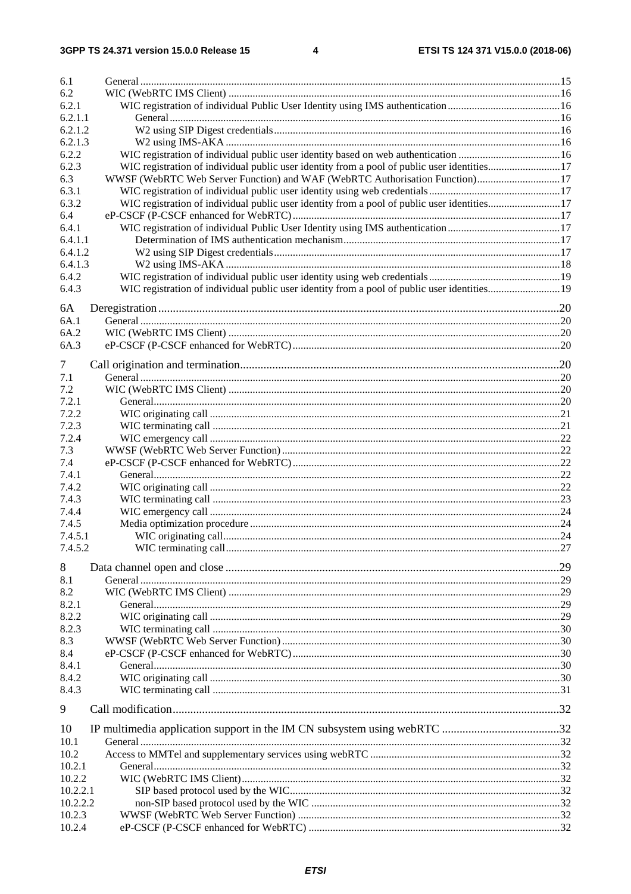6.1 General ... 15
6.2 WIC (WebRTC IMS Client) ... 16
6.2.1 WIC registration of individual Public User Identity using IMS authentication ... 16
6.2.1.1 General ... 16
6.2.1.2 W2 using SIP Digest credentials ... 16
6.2.1.3 W2 using IMS-AKA ... 16
6.2.2 WIC registration of individual public user identity based on web authentication ... 16
6.2.3 WIC registration of individual public user identity from a pool of public user identities ... 17
6.3 WWSF (WebRTC Web Server Function) and WAF (WebRTC Authorisation Function) ... 17
6.3.1 WIC registration of individual public user identity using web credentials ... 17
6.3.2 WIC registration of individual public user identity from a pool of public user identities ... 17
6.4 eP-CSCF (P-CSCF enhanced for WebRTC) ... 17
6.4.1 WIC registration of individual Public User Identity using IMS authentication ... 17
6.4.1.1 Determination of IMS authentication mechanism ... 17
6.4.1.2 W2 using SIP Digest credentials ... 17
6.4.1.3 W2 using IMS-AKA ... 18
6.4.2 WIC registration of individual public user identity using web credentials ... 19
6.4.3 WIC registration of individual public user identity from a pool of public user identities ... 19

6A Deregistration ... 20
6A.1 General ... 20
6A.2 WIC (WebRTC IMS Client) ... 20
6A.3 eP-CSCF (P-CSCF enhanced for WebRTC) ... 20

7 Call origination and termination ... 20
7.1 General ... 20
7.2 WIC (WebRTC IMS Client) ... 20
7.2.1 General ... 20
7.2.2 WIC originating call ... 21
7.2.3 WIC terminating call ... 21
7.2.4 WIC emergency call ... 22
7.3 WWSF (WebRTC Web Server Function) ... 22
7.4 eP-CSCF (P-CSCF enhanced for WebRTC) ... 22
7.4.1 General ... 22
7.4.2 WIC originating call ... 22
7.4.3 WIC terminating call ... 23
7.4.4 WIC emergency call ... 24
7.4.5 Media optimization procedure ... 24
7.4.5.1 WIC originating call ... 24
7.4.5.2 WIC terminating call ... 27

8 Data channel open and close ... 29
8.1 General ... 29
8.2 WIC (WebRTC IMS Client) ... 29
8.2.1 General ... 29
8.2.2 WIC originating call ... 29
8.2.3 WIC terminating call ... 30
8.3 WWSF (WebRTC Web Server Function) ... 30
8.4 eP-CSCF (P-CSCF enhanced for WebRTC) ... 30
8.4.1 General ... 30
8.4.2 WIC originating call ... 30
8.4.3 WIC terminating call ... 31

9 Call modification ... 32

10 IP multimedia application support in the IM CN subsystem using webRTC ... 32
10.1 General ... 32
10.2 Access to MMTel and supplementary services using webRTC ... 32
10.2.1 General ... 32
10.2.2 WIC (WebRTC IMS Client) ... 32
10.2.2.1 SIP based protocol used by the WIC ... 32
10.2.2.2 non-SIP based protocol used by the WIC ... 32
10.2.3 WWSF (WebRTC Web Server Function) ... 32
10.2.4 eP-CSCF (P-CSCF enhanced for WebRTC) ... 32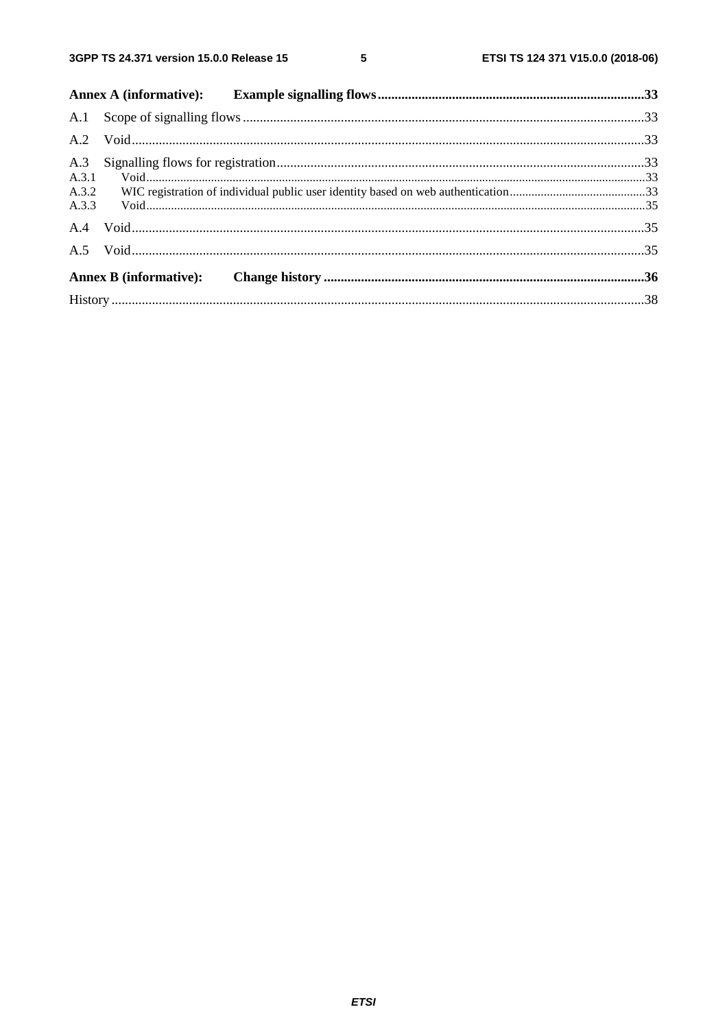**Annex A (informative): Example signalling flows** ..... 33

A.1 Scope of signalling flows ..... 33

A.2 Void ..... 33

A.3 Signalling flows for registration ..... 33

A.3.1 Void ..... 33

A.3.2 WIC registration of individual public user identity based on web authentication ..... 33

A.3.3 Void ..... 35

A.4 Void ..... 35

A.5 Void ..... 35

**Annex B (informative): Change history** ..... 36

History ..... 38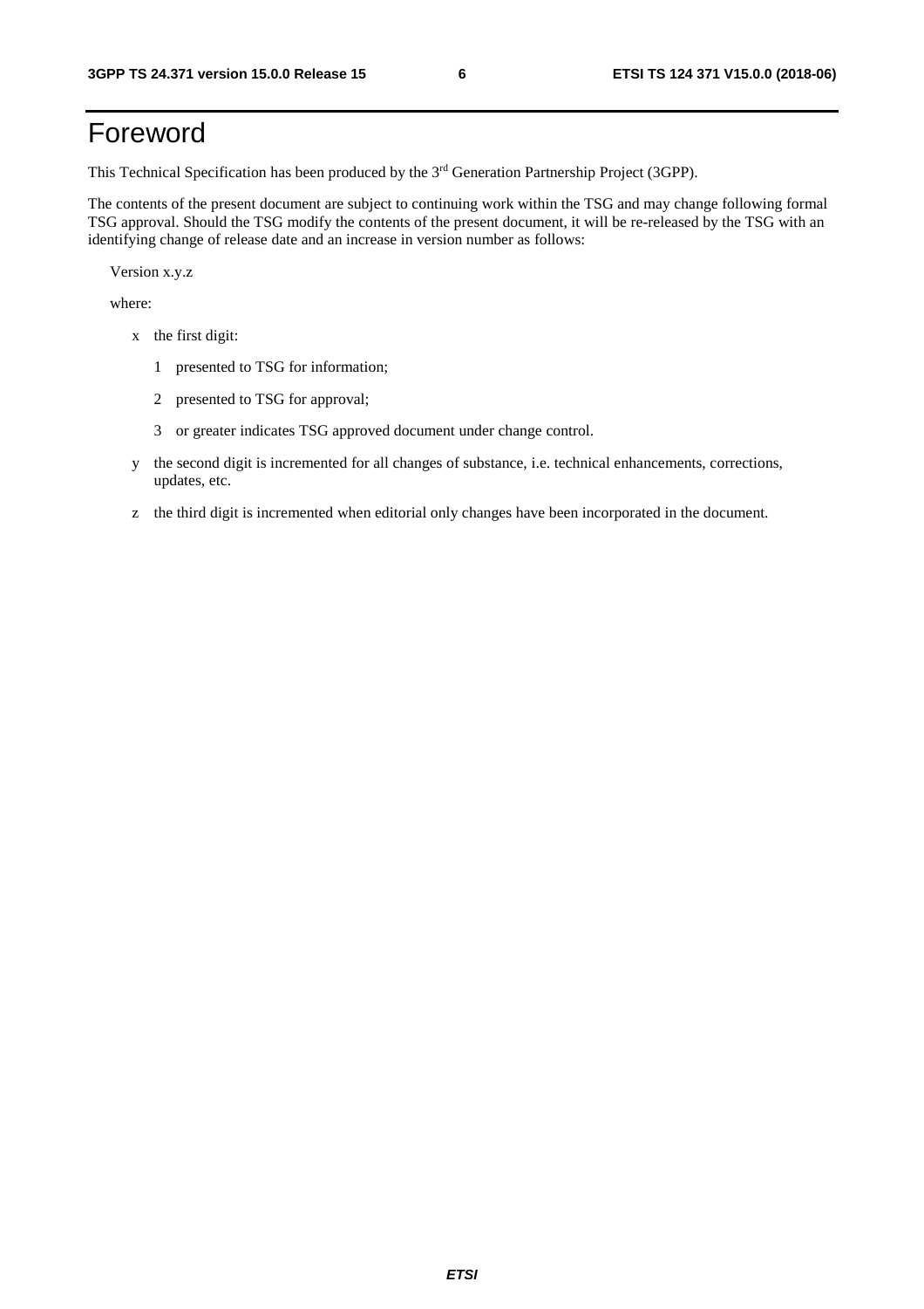# Foreword

This Technical Specification has been produced by the 3rd Generation Partnership Project (3GPP).

The contents of the present document are subject to continuing work within the TSG and may change following formal TSG approval. Should the TSG modify the contents of the present document, it will be re-released by the TSG with an identifying change of release date and an increase in version number as follows:

Version x.y.z

where:

- x the first digit:
  - 1 presented to TSG for information;
  - 2 presented to TSG for approval;
  - 3 or greater indicates TSG approved document under change control.
- y the second digit is incremented for all changes of substance, i.e. technical enhancements, corrections, updates, etc.
- z the third digit is incremented when editorial only changes have been incorporated in the document.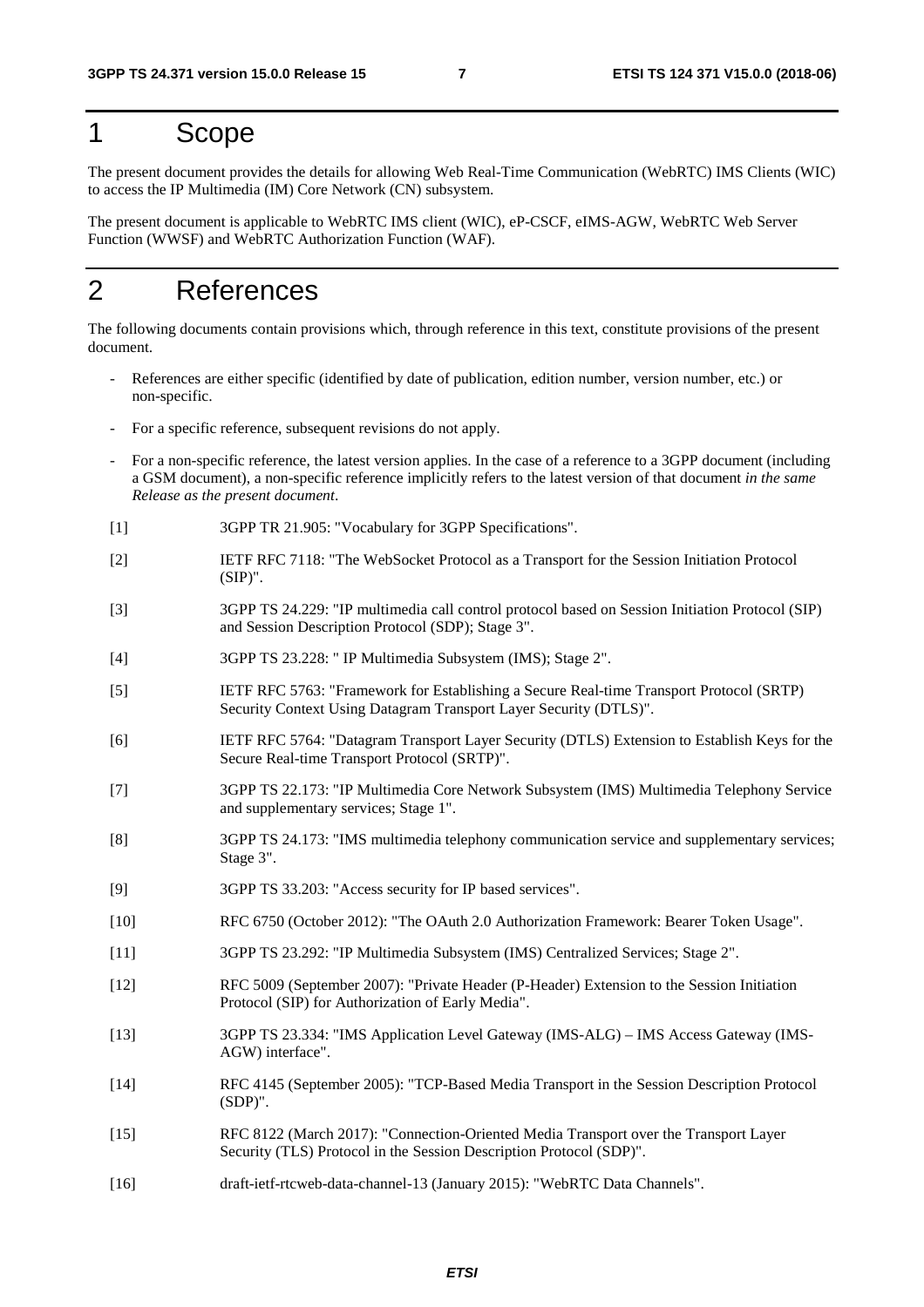# 1 Scope

The present document provides the details for allowing Web Real-Time Communication (WebRTC) IMS Clients (WIC) to access the IP Multimedia (IM) Core Network (CN) subsystem.

The present document is applicable to WebRTC IMS client (WIC), eP-CSCF, eIMS-AGW, WebRTC Web Server Function (WWSF) and WebRTC Authorization Function (WAF).

# 2 References

The following documents contain provisions which, through reference in this text, constitute provisions of the present document.

- References are either specific (identified by date of publication, edition number, version number, etc.) or non-specific.
- For a specific reference, subsequent revisions do not apply.
- For a non-specific reference, the latest version applies. In the case of a reference to a 3GPP document (including a GSM document), a non-specific reference implicitly refers to the latest version of that document *in the same Release as the present document*.

[1] 3GPP TR 21.905: "Vocabulary for 3GPP Specifications".

[2] IETF RFC 7118: "The WebSocket Protocol as a Transport for the Session Initiation Protocol (SIP)".

[3] 3GPP TS 24.229: "IP multimedia call control protocol based on Session Initiation Protocol (SIP) and Session Description Protocol (SDP); Stage 3".

[4] 3GPP TS 23.228: " IP Multimedia Subsystem (IMS); Stage 2".

[5] IETF RFC 5763: "Framework for Establishing a Secure Real-time Transport Protocol (SRTP) Security Context Using Datagram Transport Layer Security (DTLS)".

[6] IETF RFC 5764: "Datagram Transport Layer Security (DTLS) Extension to Establish Keys for the Secure Real-time Transport Protocol (SRTP)".

[7] 3GPP TS 22.173: "IP Multimedia Core Network Subsystem (IMS) Multimedia Telephony Service and supplementary services; Stage 1".

[8] 3GPP TS 24.173: "IMS multimedia telephony communication service and supplementary services; Stage 3".

[9] 3GPP TS 33.203: "Access security for IP based services".

[10] RFC 6750 (October 2012): "The OAuth 2.0 Authorization Framework: Bearer Token Usage".

[11] 3GPP TS 23.292: "IP Multimedia Subsystem (IMS) Centralized Services; Stage 2".

[12] RFC 5009 (September 2007): "Private Header (P-Header) Extension to the Session Initiation Protocol (SIP) for Authorization of Early Media".

[13] 3GPP TS 23.334: "IMS Application Level Gateway (IMS-ALG) – IMS Access Gateway (IMS-AGW) interface".

[14] RFC 4145 (September 2005): "TCP-Based Media Transport in the Session Description Protocol (SDP)".

[15] RFC 8122 (March 2017): "Connection-Oriented Media Transport over the Transport Layer Security (TLS) Protocol in the Session Description Protocol (SDP)".

[16] draft-ietf-rtcweb-data-channel-13 (January 2015): "WebRTC Data Channels".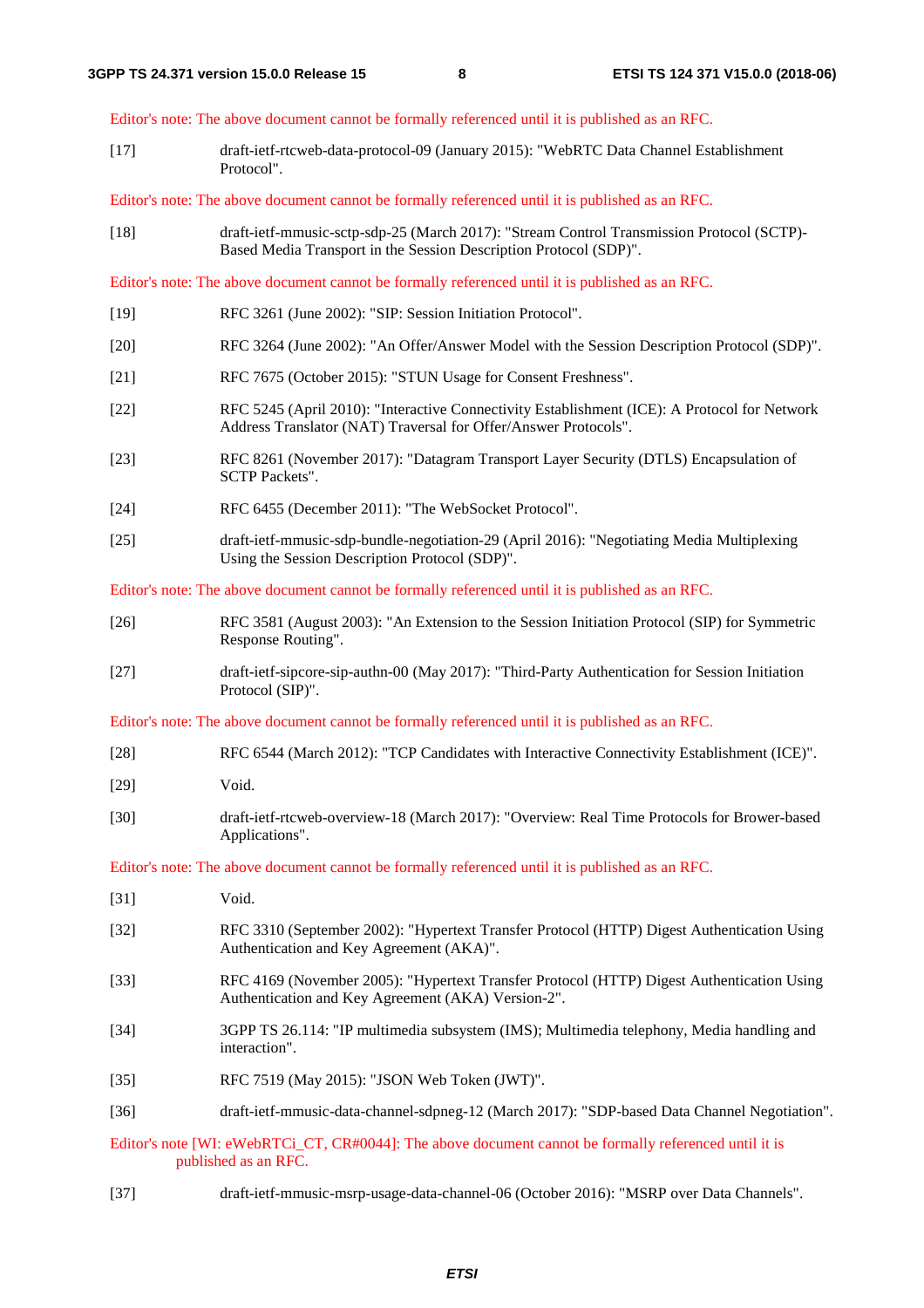Editor's note: The above document cannot be formally referenced until it is published as an RFC.

[17] draft-ietf-rtcweb-data-protocol-09 (January 2015): "WebRTC Data Channel Establishment Protocol".

Editor's note: The above document cannot be formally referenced until it is published as an RFC.

[18] draft-ietf-mmusic-sctp-sdp-25 (March 2017): "Stream Control Transmission Protocol (SCTP)-Based Media Transport in the Session Description Protocol (SDP)".

Editor's note: The above document cannot be formally referenced until it is published as an RFC.

[19] RFC 3261 (June 2002): "SIP: Session Initiation Protocol".

[20] RFC 3264 (June 2002): "An Offer/Answer Model with the Session Description Protocol (SDP)".

[21] RFC 7675 (October 2015): "STUN Usage for Consent Freshness".

[22] RFC 5245 (April 2010): "Interactive Connectivity Establishment (ICE): A Protocol for Network Address Translator (NAT) Traversal for Offer/Answer Protocols".

[23] RFC 8261 (November 2017): "Datagram Transport Layer Security (DTLS) Encapsulation of SCTP Packets".

[24] RFC 6455 (December 2011): "The WebSocket Protocol".

[25] draft-ietf-mmusic-sdp-bundle-negotiation-29 (April 2016): "Negotiating Media Multiplexing Using the Session Description Protocol (SDP)".

Editor's note: The above document cannot be formally referenced until it is published as an RFC.

[26] RFC 3581 (August 2003): "An Extension to the Session Initiation Protocol (SIP) for Symmetric Response Routing".

[27] draft-ietf-sipcore-sip-authn-00 (May 2017): "Third-Party Authentication for Session Initiation Protocol (SIP)".

Editor's note: The above document cannot be formally referenced until it is published as an RFC.

[28] RFC 6544 (March 2012): "TCP Candidates with Interactive Connectivity Establishment (ICE)".

[29] Void.

[30] draft-ietf-rtcweb-overview-18 (March 2017): "Overview: Real Time Protocols for Brower-based Applications".

Editor's note: The above document cannot be formally referenced until it is published as an RFC.

[31] Void.

[32] RFC 3310 (September 2002): "Hypertext Transfer Protocol (HTTP) Digest Authentication Using Authentication and Key Agreement (AKA)".

[33] RFC 4169 (November 2005): "Hypertext Transfer Protocol (HTTP) Digest Authentication Using Authentication and Key Agreement (AKA) Version-2".

[34] 3GPP TS 26.114: "IP multimedia subsystem (IMS); Multimedia telephony, Media handling and interaction".

[35] RFC 7519 (May 2015): "JSON Web Token (JWT)".

[36] draft-ietf-mmusic-data-channel-sdpneg-12 (March 2017): "SDP-based Data Channel Negotiation".

Editor's note [WI: eWebRTCi_CT, CR#0044]: The above document cannot be formally referenced until it is published as an RFC.

[37] draft-ietf-mmusic-msrp-usage-data-channel-06 (October 2016): "MSRP over Data Channels".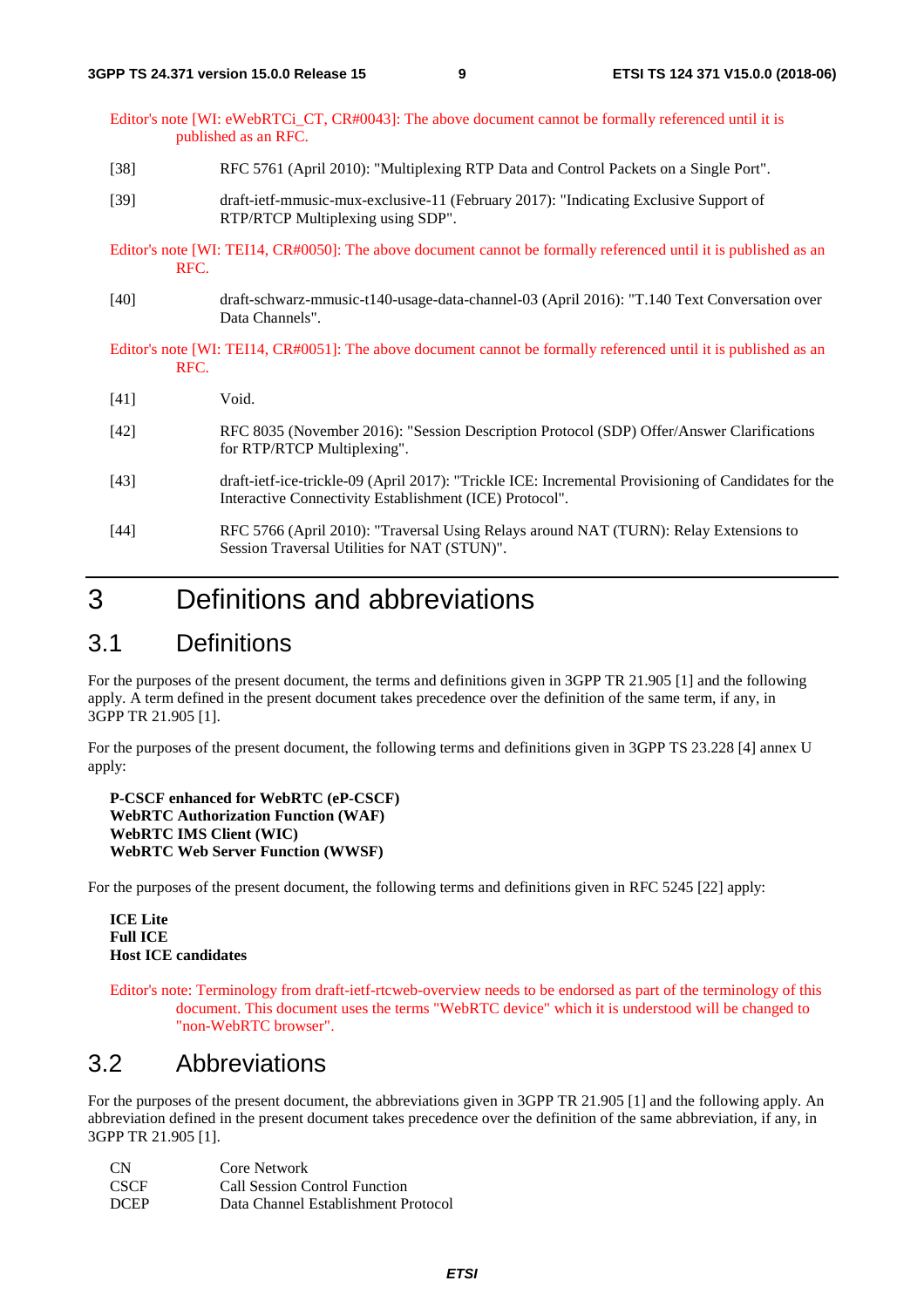Editor's note [WI: eWebRTCi_CT, CR#0043]: The above document cannot be formally referenced until it is published as an RFC.

[38] RFC 5761 (April 2010): "Multiplexing RTP Data and Control Packets on a Single Port".

[39] draft-ietf-mmusic-mux-exclusive-11 (February 2017): "Indicating Exclusive Support of RTP/RTCP Multiplexing using SDP".

Editor's note [WI: TEI14, CR#0050]: The above document cannot be formally referenced until it is published as an RFC.

[40] draft-schwarz-mmusic-t140-usage-data-channel-03 (April 2016): "T.140 Text Conversation over Data Channels".

Editor's note [WI: TEI14, CR#0051]: The above document cannot be formally referenced until it is published as an RFC.

[41] Void.

[42] RFC 8035 (November 2016): "Session Description Protocol (SDP) Offer/Answer Clarifications for RTP/RTCP Multiplexing".

[43] draft-ietf-ice-trickle-09 (April 2017): "Trickle ICE: Incremental Provisioning of Candidates for the Interactive Connectivity Establishment (ICE) Protocol".

[44] RFC 5766 (April 2010): "Traversal Using Relays around NAT (TURN): Relay Extensions to Session Traversal Utilities for NAT (STUN)".

# 3 Definitions and abbreviations

## 3.1 Definitions

For the purposes of the present document, the terms and definitions given in 3GPP TR 21.905 [1] and the following apply. A term defined in the present document takes precedence over the definition of the same term, if any, in 3GPP TR 21.905 [1].

For the purposes of the present document, the following terms and definitions given in 3GPP TS 23.228 [4] annex U apply:

**P-CSCF enhanced for WebRTC (eP-CSCF)**
**WebRTC Authorization Function (WAF)**
**WebRTC IMS Client (WIC)**
**WebRTC Web Server Function (WWSF)**

For the purposes of the present document, the following terms and definitions given in RFC 5245 [22] apply:

**ICE Lite**
**Full ICE**
**Host ICE candidates**

Editor's note: Terminology from draft-ietf-rtcweb-overview needs to be endorsed as part of the terminology of this document. This document uses the terms "WebRTC device" which it is understood will be changed to "non-WebRTC browser".

## 3.2 Abbreviations

For the purposes of the present document, the abbreviations given in 3GPP TR 21.905 [1] and the following apply. An abbreviation defined in the present document takes precedence over the definition of the same abbreviation, if any, in 3GPP TR 21.905 [1].

CN Core Network
CSCF Call Session Control Function
DCEP Data Channel Establishment Protocol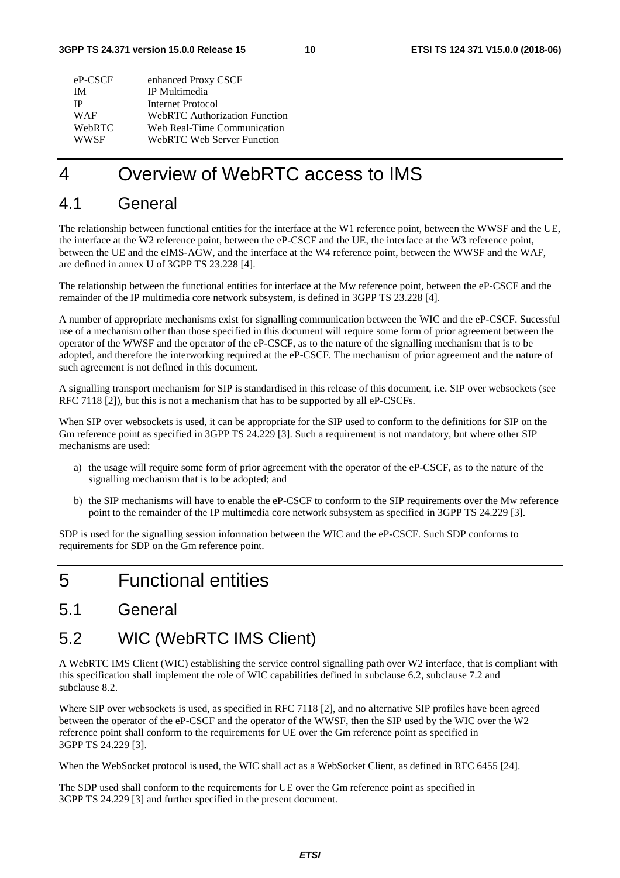| | |
|---|---|
| eP-CSCF | enhanced Proxy CSCF |
| IM | IP Multimedia |
| IP | Internet Protocol |
| WAF | WebRTC Authorization Function |
| WebRTC | Web Real-Time Communication |
| WWSF | WebRTC Web Server Function |

# 4 Overview of WebRTC access to IMS

## 4.1 General

The relationship between functional entities for the interface at the W1 reference point, between the WWSF and the UE, the interface at the W2 reference point, between the eP-CSCF and the UE, the interface at the W3 reference point, between the UE and the eIMS-AGW, and the interface at the W4 reference point, between the WWSF and the WAF, are defined in annex U of 3GPP TS 23.228 [4].

The relationship between the functional entities for interface at the Mw reference point, between the eP-CSCF and the remainder of the IP multimedia core network subsystem, is defined in 3GPP TS 23.228 [4].

A number of appropriate mechanisms exist for signalling communication between the WIC and the eP-CSCF. Sucessful use of a mechanism other than those specified in this document will require some form of prior agreement between the operator of the WWSF and the operator of the eP-CSCF, as to the nature of the signalling mechanism that is to be adopted, and therefore the interworking required at the eP-CSCF. The mechanism of prior agreement and the nature of such agreement is not defined in this document.

A signalling transport mechanism for SIP is standardised in this release of this document, i.e. SIP over websockets (see RFC 7118 [2]), but this is not a mechanism that has to be supported by all eP-CSCFs.

When SIP over websockets is used, it can be appropriate for the SIP used to conform to the definitions for SIP on the Gm reference point as specified in 3GPP TS 24.229 [3]. Such a requirement is not mandatory, but where other SIP mechanisms are used:

a) the usage will require some form of prior agreement with the operator of the eP-CSCF, as to the nature of the signalling mechanism that is to be adopted; and

b) the SIP mechanisms will have to enable the eP-CSCF to conform to the SIP requirements over the Mw reference point to the remainder of the IP multimedia core network subsystem as specified in 3GPP TS 24.229 [3].

SDP is used for the signalling session information between the WIC and the eP-CSCF. Such SDP conforms to requirements for SDP on the Gm reference point.

# 5 Functional entities

## 5.1 General

## 5.2 WIC (WebRTC IMS Client)

A WebRTC IMS Client (WIC) establishing the service control signalling path over W2 interface, that is compliant with this specification shall implement the role of WIC capabilities defined in subclause 6.2, subclause 7.2 and subclause 8.2.

Where SIP over websockets is used, as specified in RFC 7118 [2], and no alternative SIP profiles have been agreed between the operator of the eP-CSCF and the operator of the WWSF, then the SIP used by the WIC over the W2 reference point shall conform to the requirements for UE over the Gm reference point as specified in 3GPP TS 24.229 [3].

When the WebSocket protocol is used, the WIC shall act as a WebSocket Client, as defined in RFC 6455 [24].

The SDP used shall conform to the requirements for UE over the Gm reference point as specified in 3GPP TS 24.229 [3] and further specified in the present document.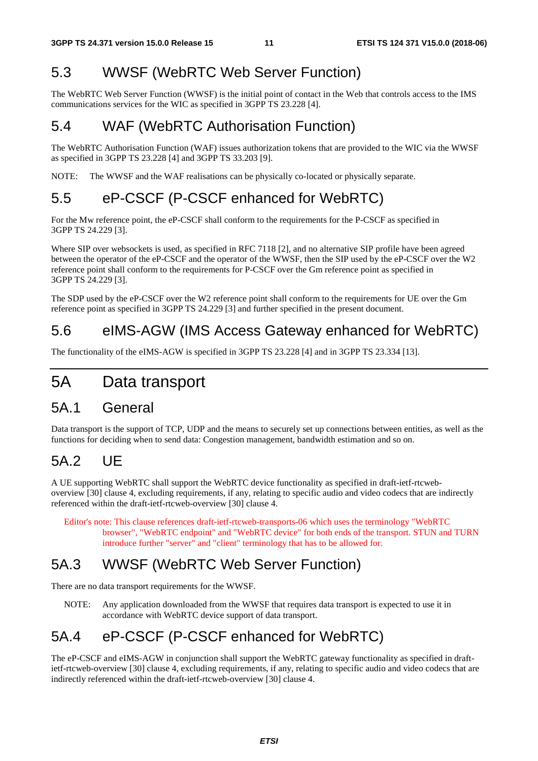## 5.3 WWSF (WebRTC Web Server Function)

The WebRTC Web Server Function (WWSF) is the initial point of contact in the Web that controls access to the IMS communications services for the WIC as specified in 3GPP TS 23.228 [4].

## 5.4 WAF (WebRTC Authorisation Function)

The WebRTC Authorisation Function (WAF) issues authorization tokens that are provided to the WIC via the WWSF as specified in 3GPP TS 23.228 [4] and 3GPP TS 33.203 [9].

NOTE: The WWSF and the WAF realisations can be physically co-located or physically separate.

## 5.5 eP-CSCF (P-CSCF enhanced for WebRTC)

For the Mw reference point, the eP-CSCF shall conform to the requirements for the P-CSCF as specified in 3GPP TS 24.229 [3].

Where SIP over websockets is used, as specified in RFC 7118 [2], and no alternative SIP profile have been agreed between the operator of the eP-CSCF and the operator of the WWSF, then the SIP used by the eP-CSCF over the W2 reference point shall conform to the requirements for P-CSCF over the Gm reference point as specified in 3GPP TS 24.229 [3].

The SDP used by the eP-CSCF over the W2 reference point shall conform to the requirements for UE over the Gm reference point as specified in 3GPP TS 24.229 [3] and further specified in the present document.

## 5.6 eIMS-AGW (IMS Access Gateway enhanced for WebRTC)

The functionality of the eIMS-AGW is specified in 3GPP TS 23.228 [4] and in 3GPP TS 23.334 [13].

# 5A Data transport

## 5A.1 General

Data transport is the support of TCP, UDP and the means to securely set up connections between entities, as well as the functions for deciding when to send data: Congestion management, bandwidth estimation and so on.

## 5A.2 UE

A UE supporting WebRTC shall support the WebRTC device functionality as specified in draft-ietf-rtcweb-overview [30] clause 4, excluding requirements, if any, relating to specific audio and video codecs that are indirectly referenced within the draft-ietf-rtcweb-overview [30] clause 4.

Editor's note: This clause references draft-ietf-rtcweb-transports-06 which uses the terminology "WebRTC browser", "WebRTC endpoint" and "WebRTC device" for both ends of the transport. STUN and TURN introduce further "server" and "client" terminology that has to be allowed for.

## 5A.3 WWSF (WebRTC Web Server Function)

There are no data transport requirements for the WWSF.

NOTE: Any application downloaded from the WWSF that requires data transport is expected to use it in accordance with WebRTC device support of data transport.

## 5A.4 eP-CSCF (P-CSCF enhanced for WebRTC)

The eP-CSCF and eIMS-AGW in conjunction shall support the WebRTC gateway functionality as specified in draft-ietf-rtcweb-overview [30] clause 4, excluding requirements, if any, relating to specific audio and video codecs that are indirectly referenced within the draft-ietf-rtcweb-overview [30] clause 4.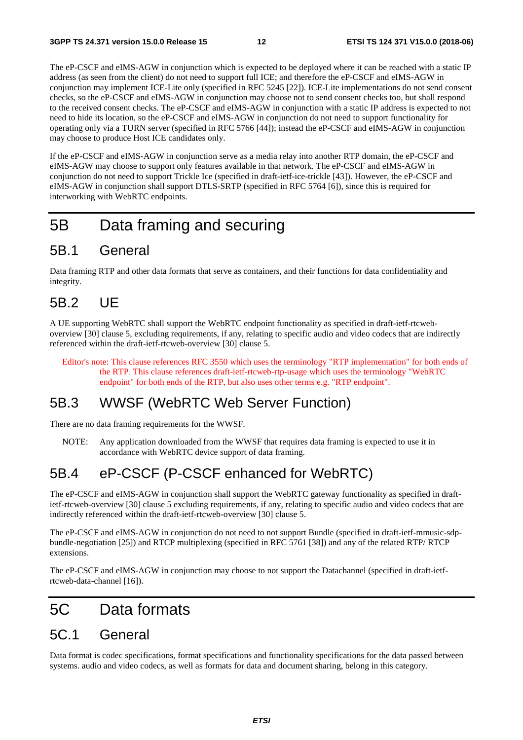The eP-CSCF and eIMS-AGW in conjunction which is expected to be deployed where it can be reached with a static IP address (as seen from the client) do not need to support full ICE; and therefore the eP-CSCF and eIMS-AGW in conjunction may implement ICE-Lite only (specified in RFC 5245 [22]). ICE-Lite implementations do not send consent checks, so the eP-CSCF and eIMS-AGW in conjunction may choose not to send consent checks too, but shall respond to the received consent checks. The eP-CSCF and eIMS-AGW in conjunction with a static IP address is expected to not need to hide its location, so the eP-CSCF and eIMS-AGW in conjunction do not need to support functionality for operating only via a TURN server (specified in RFC 5766 [44]); instead the eP-CSCF and eIMS-AGW in conjunction may choose to produce Host ICE candidates only.

If the eP-CSCF and eIMS-AGW in conjunction serve as a media relay into another RTP domain, the eP-CSCF and eIMS-AGW may choose to support only features available in that network. The eP-CSCF and eIMS-AGW in conjunction do not need to support Trickle Ice (specified in draft-ietf-ice-trickle [43]). However, the eP-CSCF and eIMS-AGW in conjunction shall support DTLS-SRTP (specified in RFC 5764 [6]), since this is required for interworking with WebRTC endpoints.

# 5B Data framing and securing

## 5B.1 General

Data framing RTP and other data formats that serve as containers, and their functions for data confidentiality and integrity.

## 5B.2 UE

A UE supporting WebRTC shall support the WebRTC endpoint functionality as specified in draft-ietf-rtcweb-overview [30] clause 5, excluding requirements, if any, relating to specific audio and video codecs that are indirectly referenced within the draft-ietf-rtcweb-overview [30] clause 5.

Editor's note: This clause references RFC 3550 which uses the terminology "RTP implementation" for both ends of the RTP. This clause references draft-ietf-rtcweb-rtp-usage which uses the terminology "WebRTC endpoint" for both ends of the RTP, but also uses other terms e.g. "RTP endpoint".

## 5B.3 WWSF (WebRTC Web Server Function)

There are no data framing requirements for the WWSF.

NOTE: Any application downloaded from the WWSF that requires data framing is expected to use it in accordance with WebRTC device support of data framing.

## 5B.4 eP-CSCF (P-CSCF enhanced for WebRTC)

The eP-CSCF and eIMS-AGW in conjunction shall support the WebRTC gateway functionality as specified in draft-ietf-rtcweb-overview [30] clause 5 excluding requirements, if any, relating to specific audio and video codecs that are indirectly referenced within the draft-ietf-rtcweb-overview [30] clause 5.

The eP-CSCF and eIMS-AGW in conjunction do not need to not support Bundle (specified in draft-ietf-mmusic-sdp-bundle-negotiation [25]) and RTCP multiplexing (specified in RFC 5761 [38]) and any of the related RTP/ RTCP extensions.

The eP-CSCF and eIMS-AGW in conjunction may choose to not support the Datachannel (specified in draft-ietf-rtcweb-data-channel [16]).

# 5C Data formats

## 5C.1 General

Data format is codec specifications, format specifications and functionality specifications for the data passed between systems. audio and video codecs, as well as formats for data and document sharing, belong in this category.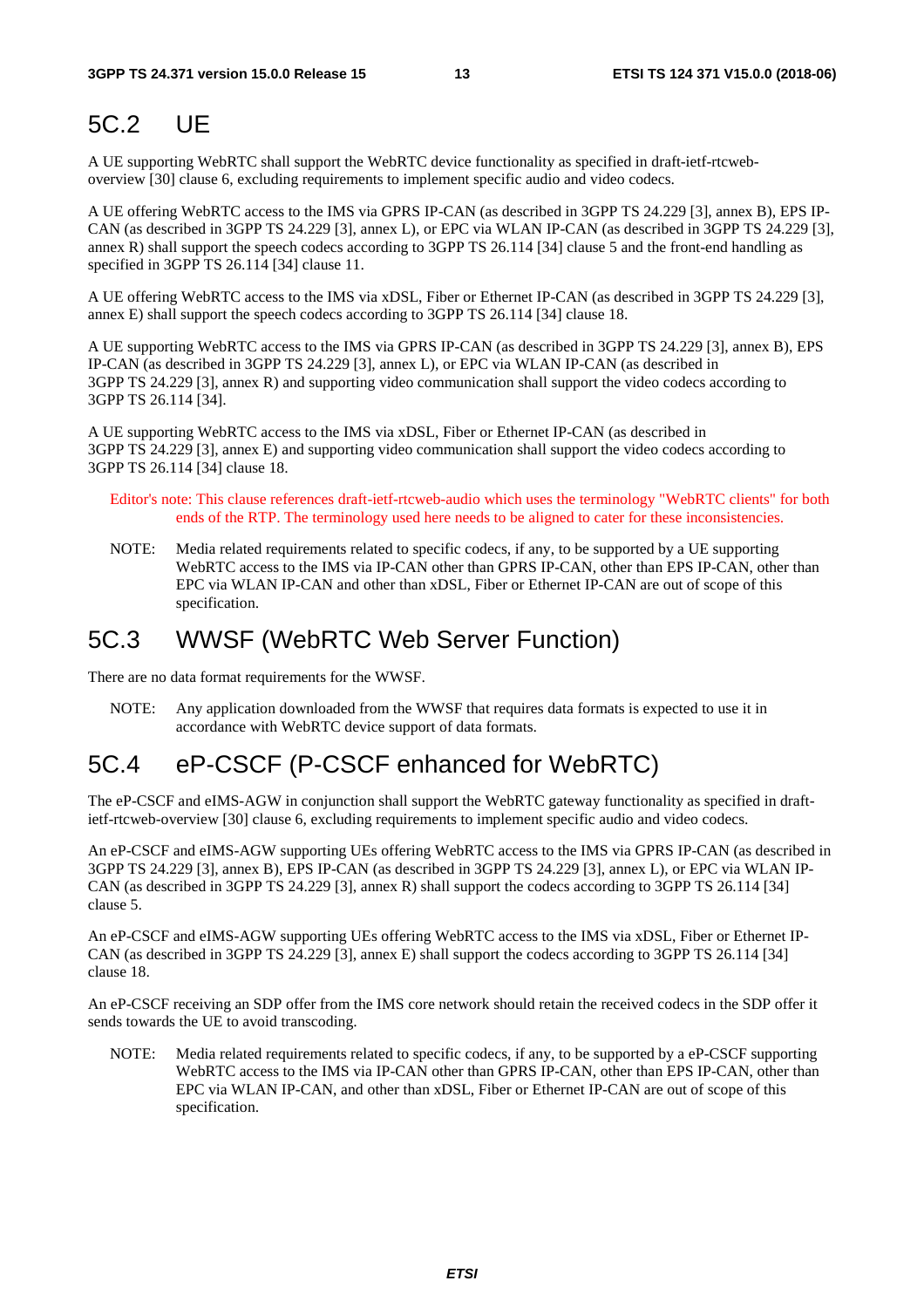## 5C.2 UE

A UE supporting WebRTC shall support the WebRTC device functionality as specified in draft-ietf-rtcweb-overview [30] clause 6, excluding requirements to implement specific audio and video codecs.

A UE offering WebRTC access to the IMS via GPRS IP-CAN (as described in 3GPP TS 24.229 [3], annex B), EPS IP-CAN (as described in 3GPP TS 24.229 [3], annex L), or EPC via WLAN IP-CAN (as described in 3GPP TS 24.229 [3], annex R) shall support the speech codecs according to 3GPP TS 26.114 [34] clause 5 and the front-end handling as specified in 3GPP TS 26.114 [34] clause 11.

A UE offering WebRTC access to the IMS via xDSL, Fiber or Ethernet IP-CAN (as described in 3GPP TS 24.229 [3], annex E) shall support the speech codecs according to 3GPP TS 26.114 [34] clause 18.

A UE supporting WebRTC access to the IMS via GPRS IP-CAN (as described in 3GPP TS 24.229 [3], annex B), EPS IP-CAN (as described in 3GPP TS 24.229 [3], annex L), or EPC via WLAN IP-CAN (as described in 3GPP TS 24.229 [3], annex R) and supporting video communication shall support the video codecs according to 3GPP TS 26.114 [34].

A UE supporting WebRTC access to the IMS via xDSL, Fiber or Ethernet IP-CAN (as described in 3GPP TS 24.229 [3], annex E) and supporting video communication shall support the video codecs according to 3GPP TS 26.114 [34] clause 18.

Editor's note: This clause references draft-ietf-rtcweb-audio which uses the terminology "WebRTC clients" for both ends of the RTP. The terminology used here needs to be aligned to cater for these inconsistencies.

NOTE: Media related requirements related to specific codecs, if any, to be supported by a UE supporting WebRTC access to the IMS via IP-CAN other than GPRS IP-CAN, other than EPS IP-CAN, other than EPC via WLAN IP-CAN and other than xDSL, Fiber or Ethernet IP-CAN are out of scope of this specification.

## 5C.3 WWSF (WebRTC Web Server Function)

There are no data format requirements for the WWSF.

NOTE: Any application downloaded from the WWSF that requires data formats is expected to use it in accordance with WebRTC device support of data formats.

## 5C.4 eP-CSCF (P-CSCF enhanced for WebRTC)

The eP-CSCF and eIMS-AGW in conjunction shall support the WebRTC gateway functionality as specified in draft-ietf-rtcweb-overview [30] clause 6, excluding requirements to implement specific audio and video codecs.

An eP-CSCF and eIMS-AGW supporting UEs offering WebRTC access to the IMS via GPRS IP-CAN (as described in 3GPP TS 24.229 [3], annex B), EPS IP-CAN (as described in 3GPP TS 24.229 [3], annex L), or EPC via WLAN IP-CAN (as described in 3GPP TS 24.229 [3], annex R) shall support the codecs according to 3GPP TS 26.114 [34] clause 5.

An eP-CSCF and eIMS-AGW supporting UEs offering WebRTC access to the IMS via xDSL, Fiber or Ethernet IP-CAN (as described in 3GPP TS 24.229 [3], annex E) shall support the codecs according to 3GPP TS 26.114 [34] clause 18.

An eP-CSCF receiving an SDP offer from the IMS core network should retain the received codecs in the SDP offer it sends towards the UE to avoid transcoding.

NOTE: Media related requirements related to specific codecs, if any, to be supported by a eP-CSCF supporting WebRTC access to the IMS via IP-CAN other than GPRS IP-CAN, other than EPS IP-CAN, other than EPC via WLAN IP-CAN, and other than xDSL, Fiber or Ethernet IP-CAN are out of scope of this specification.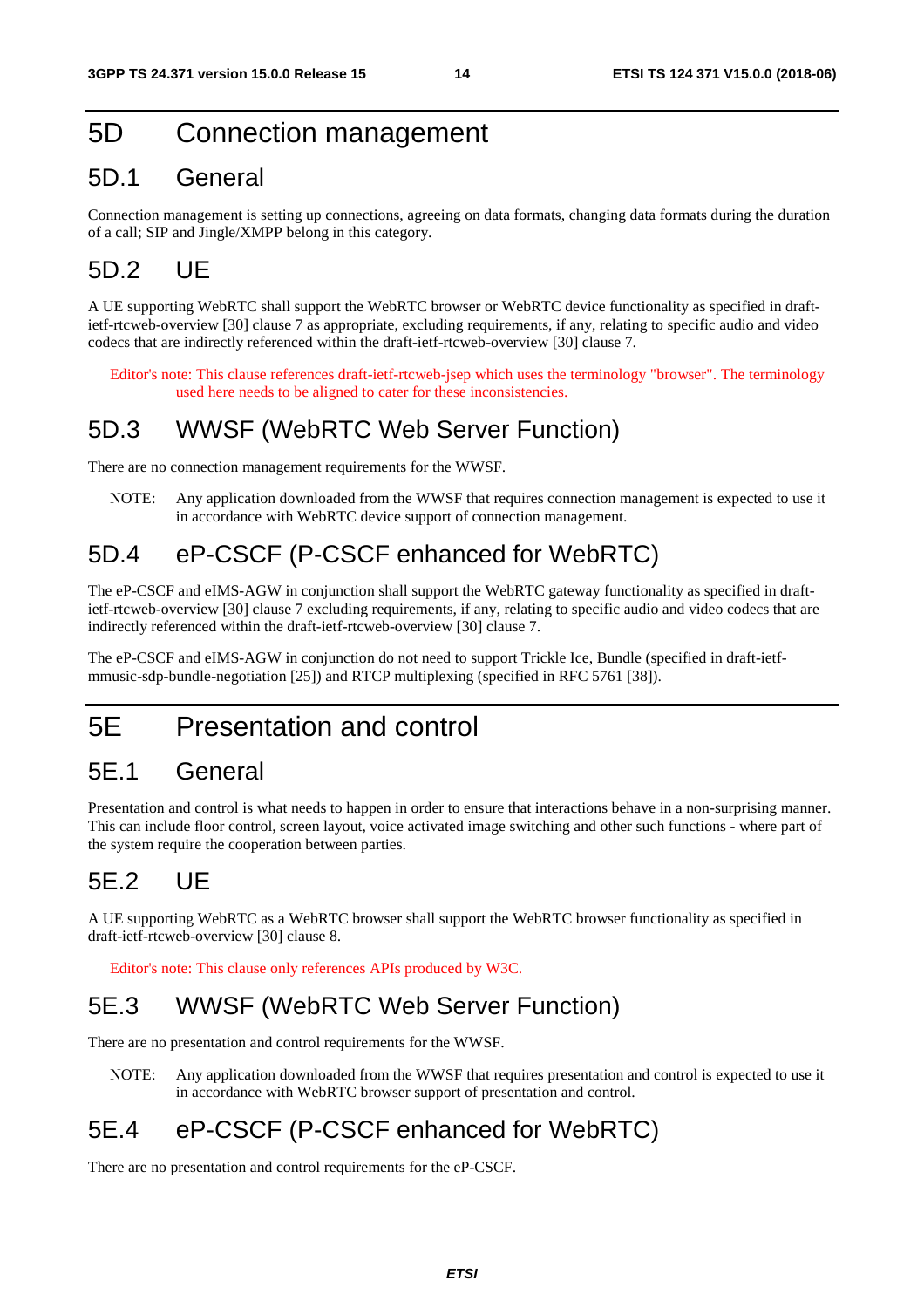# 5D Connection management

## 5D.1 General

Connection management is setting up connections, agreeing on data formats, changing data formats during the duration of a call; SIP and Jingle/XMPP belong in this category.

## 5D.2 UE

A UE supporting WebRTC shall support the WebRTC browser or WebRTC device functionality as specified in draft-ietf-rtcweb-overview [30] clause 7 as appropriate, excluding requirements, if any, relating to specific audio and video codecs that are indirectly referenced within the draft-ietf-rtcweb-overview [30] clause 7.

Editor's note: This clause references draft-ietf-rtcweb-jsep which uses the terminology "browser". The terminology used here needs to be aligned to cater for these inconsistencies.

## 5D.3 WWSF (WebRTC Web Server Function)

There are no connection management requirements for the WWSF.

NOTE: Any application downloaded from the WWSF that requires connection management is expected to use it in accordance with WebRTC device support of connection management.

## 5D.4 eP-CSCF (P-CSCF enhanced for WebRTC)

The eP-CSCF and eIMS-AGW in conjunction shall support the WebRTC gateway functionality as specified in draft-ietf-rtcweb-overview [30] clause 7 excluding requirements, if any, relating to specific audio and video codecs that are indirectly referenced within the draft-ietf-rtcweb-overview [30] clause 7.

The eP-CSCF and eIMS-AGW in conjunction do not need to support Trickle Ice, Bundle (specified in draft-ietf-mmusic-sdp-bundle-negotiation [25]) and RTCP multiplexing (specified in RFC 5761 [38]).

# 5E Presentation and control

## 5E.1 General

Presentation and control is what needs to happen in order to ensure that interactions behave in a non-surprising manner. This can include floor control, screen layout, voice activated image switching and other such functions - where part of the system require the cooperation between parties.

## 5E.2 UE

A UE supporting WebRTC as a WebRTC browser shall support the WebRTC browser functionality as specified in draft-ietf-rtcweb-overview [30] clause 8.

Editor's note: This clause only references APIs produced by W3C.

## 5E.3 WWSF (WebRTC Web Server Function)

There are no presentation and control requirements for the WWSF.

NOTE: Any application downloaded from the WWSF that requires presentation and control is expected to use it in accordance with WebRTC browser support of presentation and control.

## 5E.4 eP-CSCF (P-CSCF enhanced for WebRTC)

There are no presentation and control requirements for the eP-CSCF.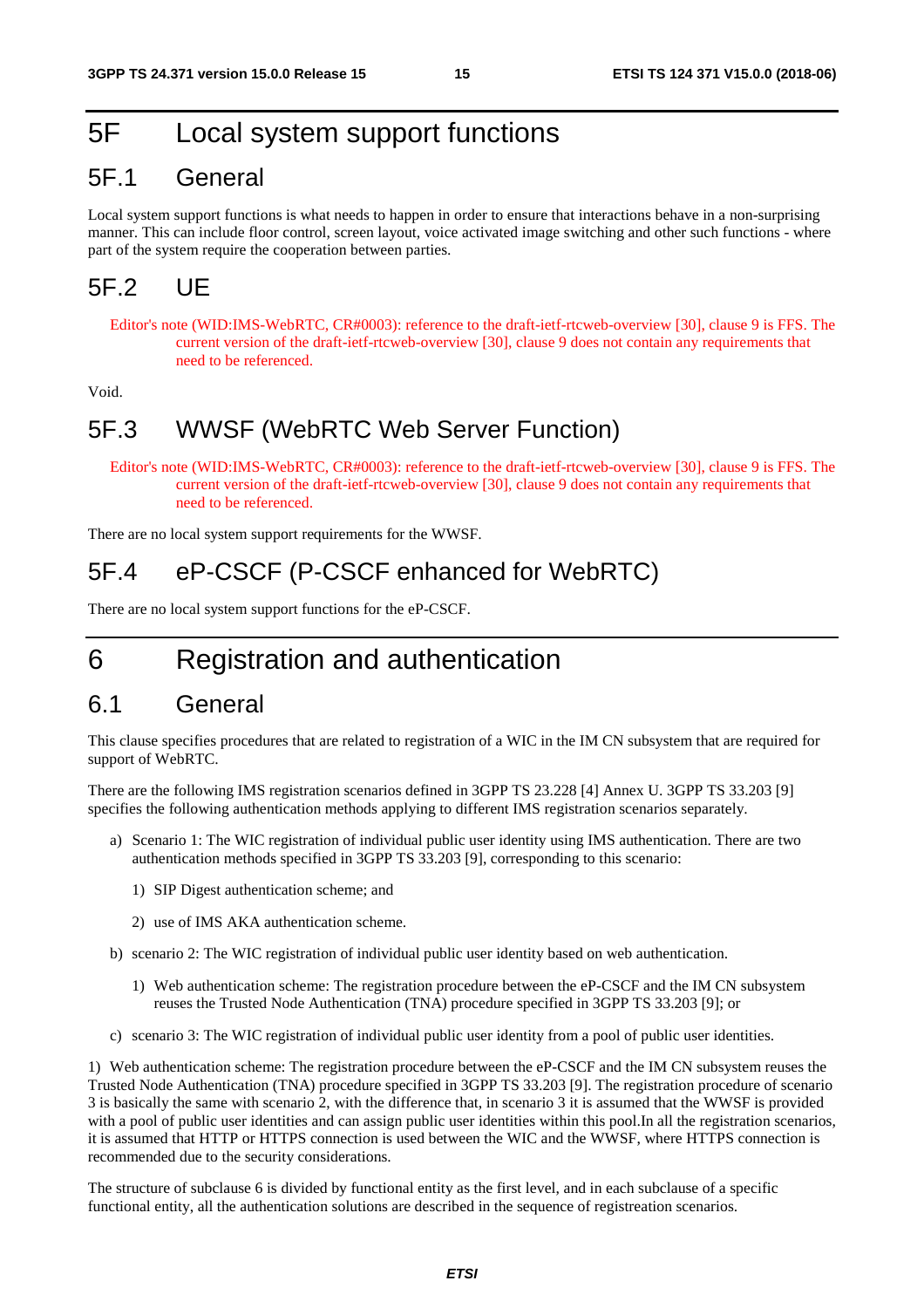# 5F Local system support functions

## 5F.1 General

Local system support functions is what needs to happen in order to ensure that interactions behave in a non-surprising manner. This can include floor control, screen layout, voice activated image switching and other such functions - where part of the system require the cooperation between parties.

## 5F.2 UE

Editor's note (WID:IMS-WebRTC, CR#0003): reference to the draft-ietf-rtcweb-overview [30], clause 9 is FFS. The current version of the draft-ietf-rtcweb-overview [30], clause 9 does not contain any requirements that need to be referenced.

Void.

## 5F.3 WWSF (WebRTC Web Server Function)

Editor's note (WID:IMS-WebRTC, CR#0003): reference to the draft-ietf-rtcweb-overview [30], clause 9 is FFS. The current version of the draft-ietf-rtcweb-overview [30], clause 9 does not contain any requirements that need to be referenced.

There are no local system support requirements for the WWSF.

## 5F.4 eP-CSCF (P-CSCF enhanced for WebRTC)

There are no local system support functions for the eP-CSCF.

# 6 Registration and authentication

## 6.1 General

This clause specifies procedures that are related to registration of a WIC in the IM CN subsystem that are required for support of WebRTC.

There are the following IMS registration scenarios defined in 3GPP TS 23.228 [4] Annex U. 3GPP TS 33.203 [9] specifies the following authentication methods applying to different IMS registration scenarios separately.

a) Scenario 1: The WIC registration of individual public user identity using IMS authentication. There are two authentication methods specified in 3GPP TS 33.203 [9], corresponding to this scenario:

   1) SIP Digest authentication scheme; and

   2) use of IMS AKA authentication scheme.

b) scenario 2: The WIC registration of individual public user identity based on web authentication.

   1) Web authentication scheme: The registration procedure between the eP-CSCF and the IM CN subsystem reuses the Trusted Node Authentication (TNA) procedure specified in 3GPP TS 33.203 [9]; or

c) scenario 3: The WIC registration of individual public user identity from a pool of public user identities.

1) Web authentication scheme: The registration procedure between the eP-CSCF and the IM CN subsystem reuses the Trusted Node Authentication (TNA) procedure specified in 3GPP TS 33.203 [9]. The registration procedure of scenario 3 is basically the same with scenario 2, with the difference that, in scenario 3 it is assumed that the WWSF is provided with a pool of public user identities and can assign public user identities within this pool.In all the registration scenarios, it is assumed that HTTP or HTTPS connection is used between the WIC and the WWSF, where HTTPS connection is recommended due to the security considerations.

The structure of subclause 6 is divided by functional entity as the first level, and in each subclause of a specific functional entity, all the authentication solutions are described in the sequence of registreation scenarios.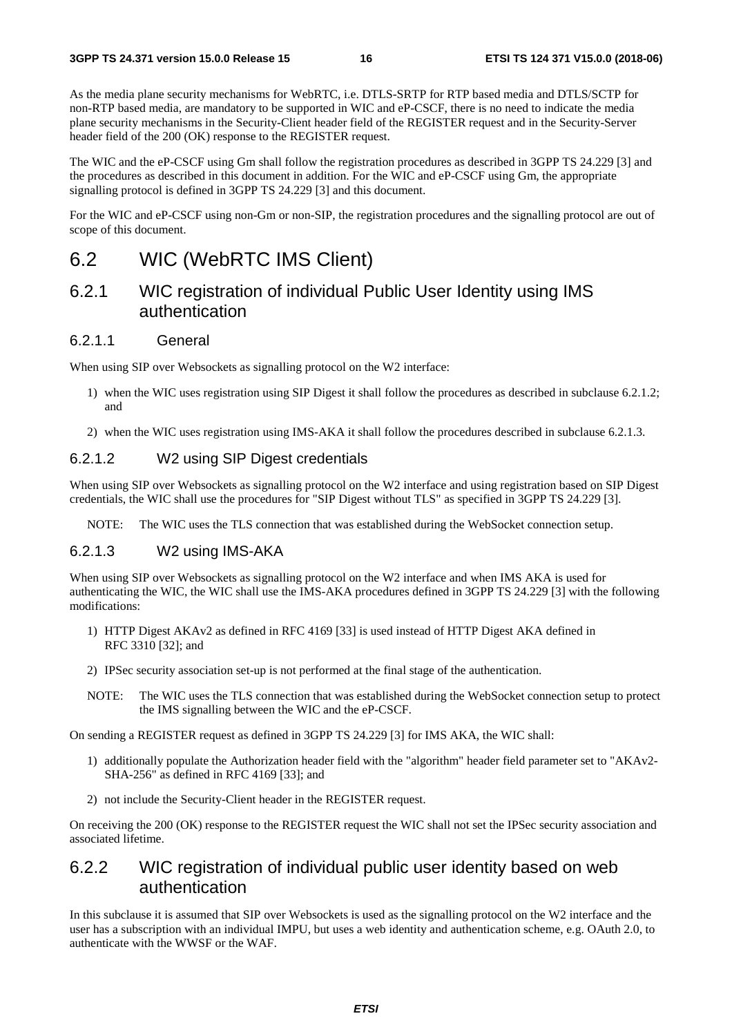As the media plane security mechanisms for WebRTC, i.e. DTLS-SRTP for RTP based media and DTLS/SCTP for non-RTP based media, are mandatory to be supported in WIC and eP-CSCF, there is no need to indicate the media plane security mechanisms in the Security-Client header field of the REGISTER request and in the Security-Server header field of the 200 (OK) response to the REGISTER request.

The WIC and the eP-CSCF using Gm shall follow the registration procedures as described in 3GPP TS 24.229 [3] and the procedures as described in this document in addition. For the WIC and eP-CSCF using Gm, the appropriate signalling protocol is defined in 3GPP TS 24.229 [3] and this document.

For the WIC and eP-CSCF using non-Gm or non-SIP, the registration procedures and the signalling protocol are out of scope of this document.

# 6.2 WIC (WebRTC IMS Client)

## 6.2.1 WIC registration of individual Public User Identity using IMS authentication

### 6.2.1.1 General

When using SIP over Websockets as signalling protocol on the W2 interface:

1) when the WIC uses registration using SIP Digest it shall follow the procedures as described in subclause 6.2.1.2; and

2) when the WIC uses registration using IMS-AKA it shall follow the procedures described in subclause 6.2.1.3.

### 6.2.1.2 W2 using SIP Digest credentials

When using SIP over Websockets as signalling protocol on the W2 interface and using registration based on SIP Digest credentials, the WIC shall use the procedures for "SIP Digest without TLS" as specified in 3GPP TS 24.229 [3].

NOTE: The WIC uses the TLS connection that was established during the WebSocket connection setup.

### 6.2.1.3 W2 using IMS-AKA

When using SIP over Websockets as signalling protocol on the W2 interface and when IMS AKA is used for authenticating the WIC, the WIC shall use the IMS-AKA procedures defined in 3GPP TS 24.229 [3] with the following modifications:

1) HTTP Digest AKAv2 as defined in RFC 4169 [33] is used instead of HTTP Digest AKA defined in RFC 3310 [32]; and

2) IPSec security association set-up is not performed at the final stage of the authentication.

NOTE: The WIC uses the TLS connection that was established during the WebSocket connection setup to protect the IMS signalling between the WIC and the eP-CSCF.

On sending a REGISTER request as defined in 3GPP TS 24.229 [3] for IMS AKA, the WIC shall:

1) additionally populate the Authorization header field with the "algorithm" header field parameter set to "AKAv2-SHA-256" as defined in RFC 4169 [33]; and

2) not include the Security-Client header in the REGISTER request.

On receiving the 200 (OK) response to the REGISTER request the WIC shall not set the IPSec security association and associated lifetime.

## 6.2.2 WIC registration of individual public user identity based on web authentication

In this subclause it is assumed that SIP over Websockets is used as the signalling protocol on the W2 interface and the user has a subscription with an individual IMPU, but uses a web identity and authentication scheme, e.g. OAuth 2.0, to authenticate with the WWSF or the WAF.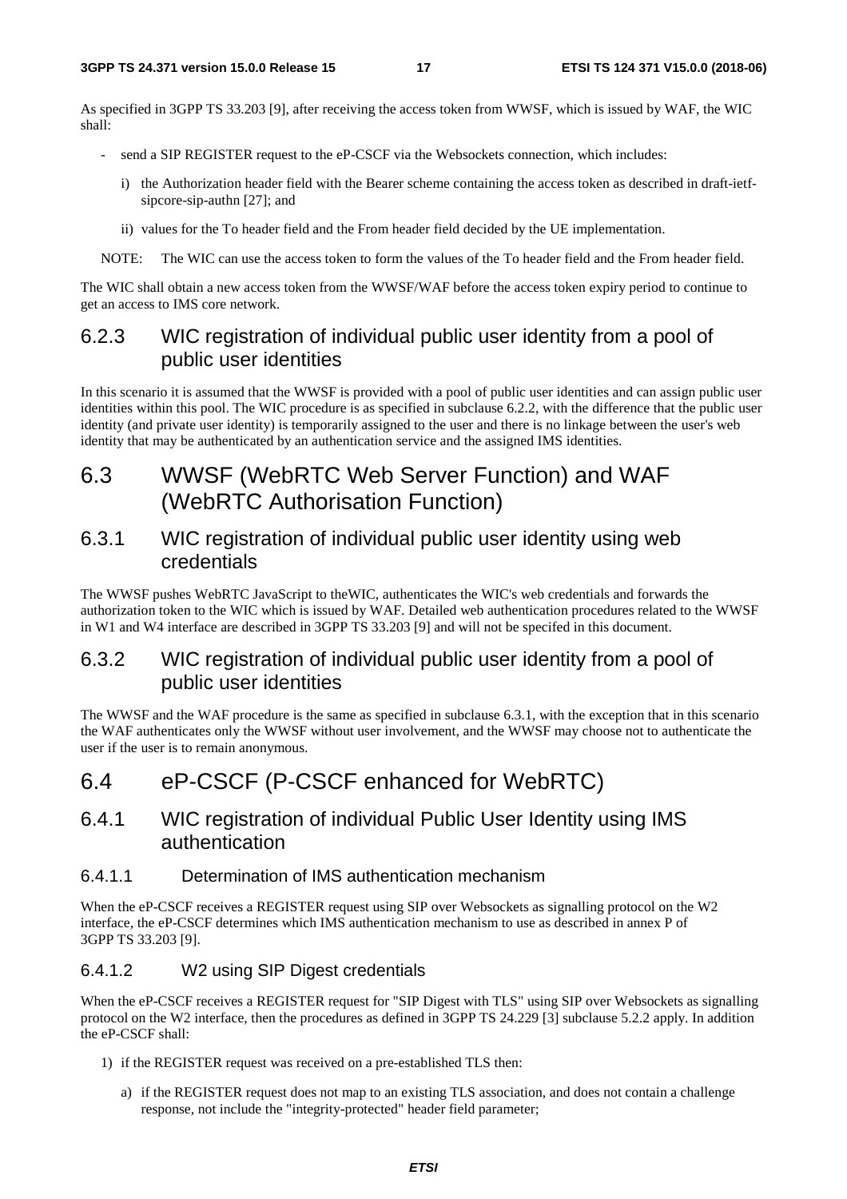As specified in 3GPP TS 33.203 [9], after receiving the access token from WWSF, which is issued by WAF, the WIC shall:

- send a SIP REGISTER request to the eP-CSCF via the Websockets connection, which includes:

  i) the Authorization header field with the Bearer scheme containing the access token as described in draft-ietf-sipcore-sip-authn [27]; and

  ii) values for the To header field and the From header field decided by the UE implementation.

NOTE: The WIC can use the access token to form the values of the To header field and the From header field.

The WIC shall obtain a new access token from the WWSF/WAF before the access token expiry period to continue to get an access to IMS core network.

### 6.2.3 WIC registration of individual public user identity from a pool of public user identities

In this scenario it is assumed that the WWSF is provided with a pool of public user identities and can assign public user identities within this pool. The WIC procedure is as specified in subclause 6.2.2, with the difference that the public user identity (and private user identity) is temporarily assigned to the user and there is no linkage between the user's web identity that may be authenticated by an authentication service and the assigned IMS identities.

## 6.3 WWSF (WebRTC Web Server Function) and WAF (WebRTC Authorisation Function)

### 6.3.1 WIC registration of individual public user identity using web credentials

The WWSF pushes WebRTC JavaScript to theWIC, authenticates the WIC's web credentials and forwards the authorization token to the WIC which is issued by WAF. Detailed web authentication procedures related to the WWSF in W1 and W4 interface are described in 3GPP TS 33.203 [9] and will not be specifed in this document.

### 6.3.2 WIC registration of individual public user identity from a pool of public user identities

The WWSF and the WAF procedure is the same as specified in subclause 6.3.1, with the exception that in this scenario the WAF authenticates only the WWSF without user involvement, and the WWSF may choose not to authenticate the user if the user is to remain anonymous.

## 6.4 eP-CSCF (P-CSCF enhanced for WebRTC)

### 6.4.1 WIC registration of individual Public User Identity using IMS authentication

#### 6.4.1.1 Determination of IMS authentication mechanism

When the eP-CSCF receives a REGISTER request using SIP over Websockets as signalling protocol on the W2 interface, the eP-CSCF determines which IMS authentication mechanism to use as described in annex P of 3GPP TS 33.203 [9].

#### 6.4.1.2 W2 using SIP Digest credentials

When the eP-CSCF receives a REGISTER request for "SIP Digest with TLS" using SIP over Websockets as signalling protocol on the W2 interface, then the procedures as defined in 3GPP TS 24.229 [3] subclause 5.2.2 apply. In addition the eP-CSCF shall:

1) if the REGISTER request was received on a pre-established TLS then:

   a) if the REGISTER request does not map to an existing TLS association, and does not contain a challenge response, not include the "integrity-protected" header field parameter;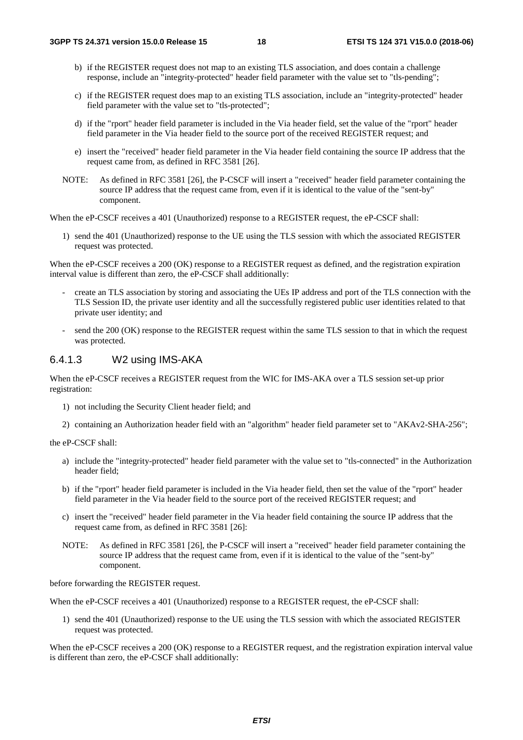b) if the REGISTER request does not map to an existing TLS association, and does contain a challenge response, include an "integrity-protected" header field parameter with the value set to "tls-pending";

c) if the REGISTER request does map to an existing TLS association, include an "integrity-protected" header field parameter with the value set to "tls-protected";

d) if the "rport" header field parameter is included in the Via header field, set the value of the "rport" header field parameter in the Via header field to the source port of the received REGISTER request; and

e) insert the "received" header field parameter in the Via header field containing the source IP address that the request came from, as defined in RFC 3581 [26].

NOTE: As defined in RFC 3581 [26], the P-CSCF will insert a "received" header field parameter containing the source IP address that the request came from, even if it is identical to the value of the "sent-by" component.

When the eP-CSCF receives a 401 (Unauthorized) response to a REGISTER request, the eP-CSCF shall:

1) send the 401 (Unauthorized) response to the UE using the TLS session with which the associated REGISTER request was protected.

When the eP-CSCF receives a 200 (OK) response to a REGISTER request as defined, and the registration expiration interval value is different than zero, the eP-CSCF shall additionally:

- create an TLS association by storing and associating the UEs IP address and port of the TLS connection with the TLS Session ID, the private user identity and all the successfully registered public user identities related to that private user identity; and

- send the 200 (OK) response to the REGISTER request within the same TLS session to that in which the request was protected.

### 6.4.1.3 W2 using IMS-AKA

When the eP-CSCF receives a REGISTER request from the WIC for IMS-AKA over a TLS session set-up prior registration:

1) not including the Security Client header field; and

2) containing an Authorization header field with an "algorithm" header field parameter set to "AKAv2-SHA-256";

the eP-CSCF shall:

a) include the "integrity-protected" header field parameter with the value set to "tls-connected" in the Authorization header field;

b) if the "rport" header field parameter is included in the Via header field, then set the value of the "rport" header field parameter in the Via header field to the source port of the received REGISTER request; and

c) insert the "received" header field parameter in the Via header field containing the source IP address that the request came from, as defined in RFC 3581 [26]:

NOTE: As defined in RFC 3581 [26], the P-CSCF will insert a "received" header field parameter containing the source IP address that the request came from, even if it is identical to the value of the "sent-by" component.

before forwarding the REGISTER request.

When the eP-CSCF receives a 401 (Unauthorized) response to a REGISTER request, the eP-CSCF shall:

1) send the 401 (Unauthorized) response to the UE using the TLS session with which the associated REGISTER request was protected.

When the eP-CSCF receives a 200 (OK) response to a REGISTER request, and the registration expiration interval value is different than zero, the eP-CSCF shall additionally: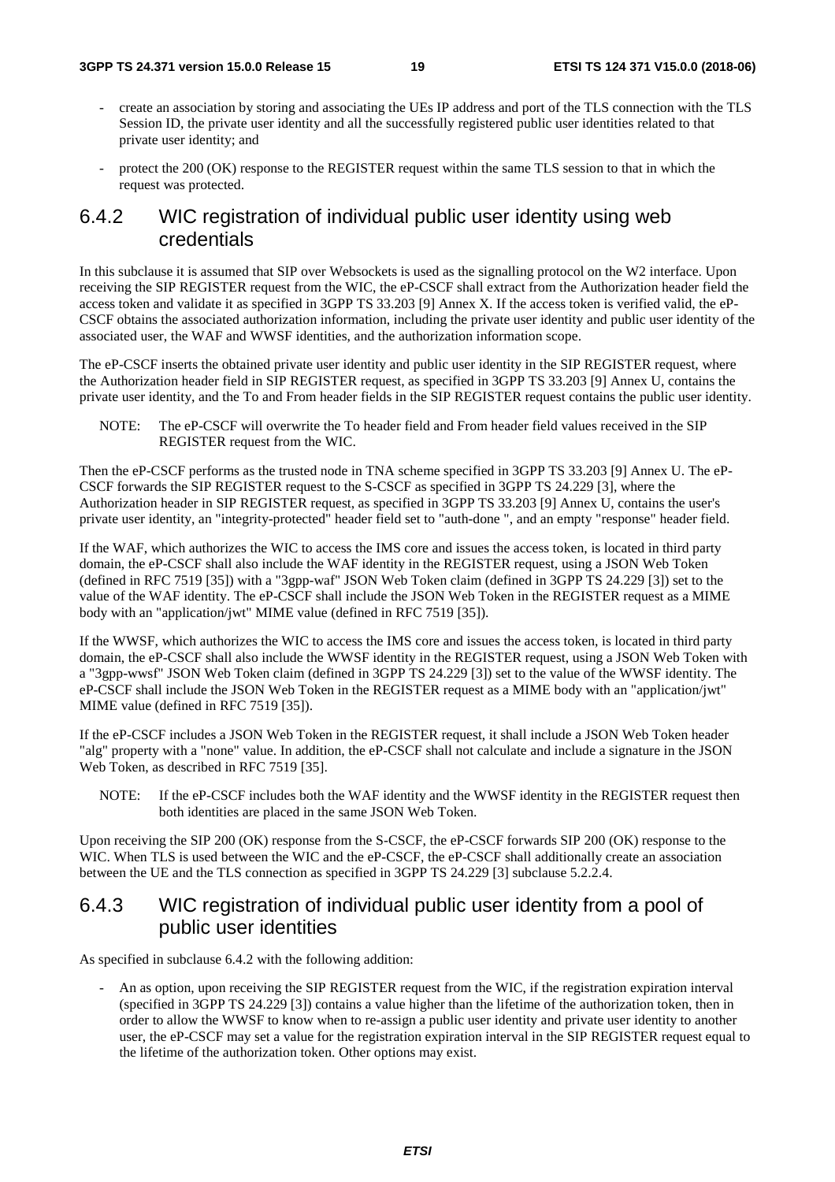- create an association by storing and associating the UEs IP address and port of the TLS connection with the TLS Session ID, the private user identity and all the successfully registered public user identities related to that private user identity; and

- protect the 200 (OK) response to the REGISTER request within the same TLS session to that in which the request was protected.

## 6.4.2 WIC registration of individual public user identity using web credentials

In this subclause it is assumed that SIP over Websockets is used as the signalling protocol on the W2 interface. Upon receiving the SIP REGISTER request from the WIC, the eP-CSCF shall extract from the Authorization header field the access token and validate it as specified in 3GPP TS 33.203 [9] Annex X. If the access token is verified valid, the eP-CSCF obtains the associated authorization information, including the private user identity and public user identity of the associated user, the WAF and WWSF identities, and the authorization information scope.

The eP-CSCF inserts the obtained private user identity and public user identity in the SIP REGISTER request, where the Authorization header field in SIP REGISTER request, as specified in 3GPP TS 33.203 [9] Annex U, contains the private user identity, and the To and From header fields in the SIP REGISTER request contains the public user identity.

NOTE: The eP-CSCF will overwrite the To header field and From header field values received in the SIP REGISTER request from the WIC.

Then the eP-CSCF performs as the trusted node in TNA scheme specified in 3GPP TS 33.203 [9] Annex U. The eP-CSCF forwards the SIP REGISTER request to the S-CSCF as specified in 3GPP TS 24.229 [3], where the Authorization header in SIP REGISTER request, as specified in 3GPP TS 33.203 [9] Annex U, contains the user's private user identity, an "integrity-protected" header field set to "auth-done ", and an empty "response" header field.

If the WAF, which authorizes the WIC to access the IMS core and issues the access token, is located in third party domain, the eP-CSCF shall also include the WAF identity in the REGISTER request, using a JSON Web Token (defined in RFC 7519 [35]) with a "3gpp-waf" JSON Web Token claim (defined in 3GPP TS 24.229 [3]) set to the value of the WAF identity. The eP-CSCF shall include the JSON Web Token in the REGISTER request as a MIME body with an "application/jwt" MIME value (defined in RFC 7519 [35]).

If the WWSF, which authorizes the WIC to access the IMS core and issues the access token, is located in third party domain, the eP-CSCF shall also include the WWSF identity in the REGISTER request, using a JSON Web Token with a "3gpp-wwsf" JSON Web Token claim (defined in 3GPP TS 24.229 [3]) set to the value of the WWSF identity. The eP-CSCF shall include the JSON Web Token in the REGISTER request as a MIME body with an "application/jwt" MIME value (defined in RFC 7519 [35]).

If the eP-CSCF includes a JSON Web Token in the REGISTER request, it shall include a JSON Web Token header "alg" property with a "none" value. In addition, the eP-CSCF shall not calculate and include a signature in the JSON Web Token, as described in RFC 7519 [35].

NOTE: If the eP-CSCF includes both the WAF identity and the WWSF identity in the REGISTER request then both identities are placed in the same JSON Web Token.

Upon receiving the SIP 200 (OK) response from the S-CSCF, the eP-CSCF forwards SIP 200 (OK) response to the WIC. When TLS is used between the WIC and the eP-CSCF, the eP-CSCF shall additionally create an association between the UE and the TLS connection as specified in 3GPP TS 24.229 [3] subclause 5.2.2.4.

## 6.4.3 WIC registration of individual public user identity from a pool of public user identities

As specified in subclause 6.4.2 with the following addition:

- An as option, upon receiving the SIP REGISTER request from the WIC, if the registration expiration interval (specified in 3GPP TS 24.229 [3]) contains a value higher than the lifetime of the authorization token, then in order to allow the WWSF to know when to re-assign a public user identity and private user identity to another user, the eP-CSCF may set a value for the registration expiration interval in the SIP REGISTER request equal to the lifetime of the authorization token. Other options may exist.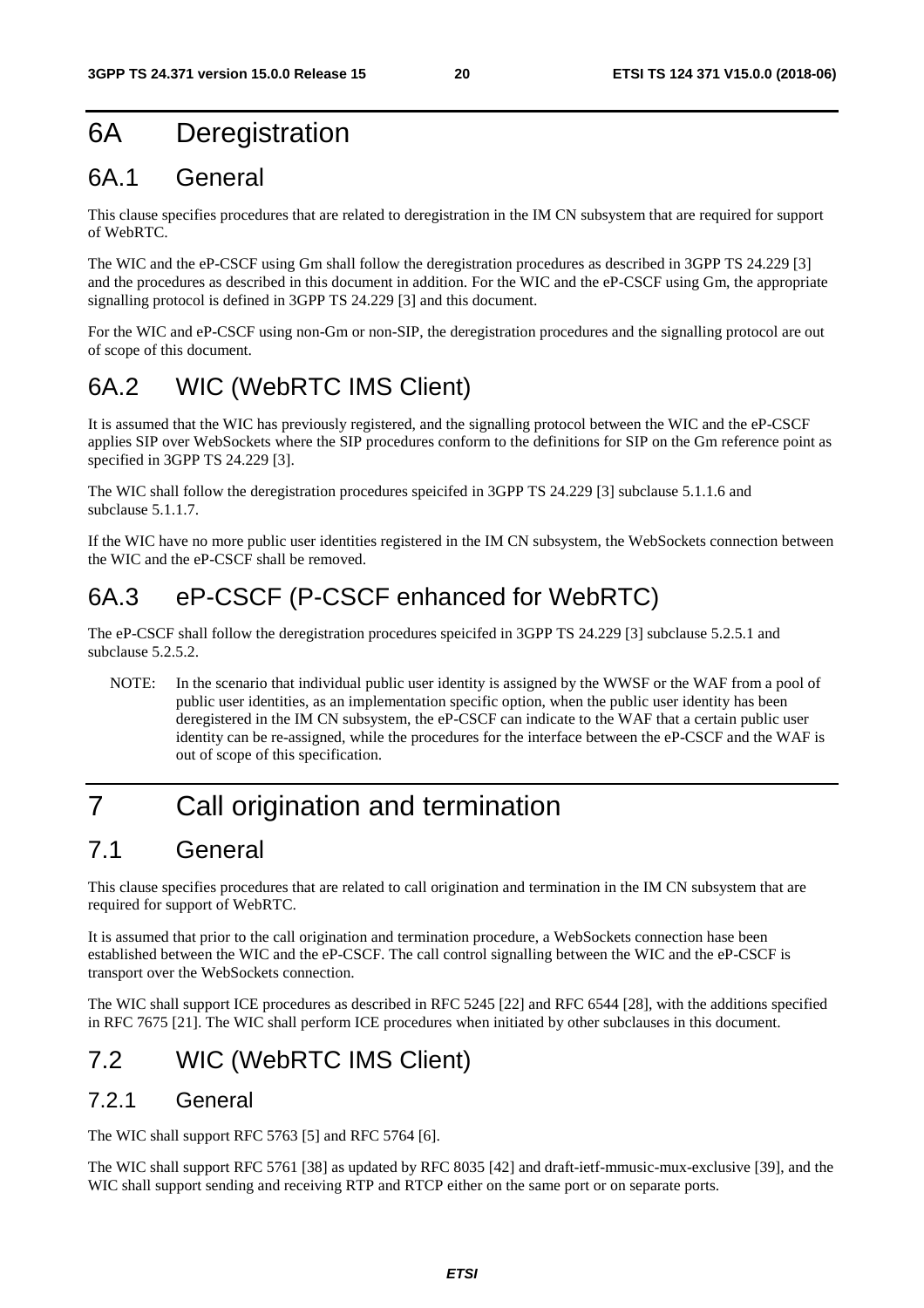# 6A Deregistration

## 6A.1 General

This clause specifies procedures that are related to deregistration in the IM CN subsystem that are required for support of WebRTC.

The WIC and the eP-CSCF using Gm shall follow the deregistration procedures as described in 3GPP TS 24.229 [3] and the procedures as described in this document in addition. For the WIC and the eP-CSCF using Gm, the appropriate signalling protocol is defined in 3GPP TS 24.229 [3] and this document.

For the WIC and eP-CSCF using non-Gm or non-SIP, the deregistration procedures and the signalling protocol are out of scope of this document.

## 6A.2 WIC (WebRTC IMS Client)

It is assumed that the WIC has previously registered, and the signalling protocol between the WIC and the eP-CSCF applies SIP over WebSockets where the SIP procedures conform to the definitions for SIP on the Gm reference point as specified in 3GPP TS 24.229 [3].

The WIC shall follow the deregistration procedures speicifed in 3GPP TS 24.229 [3] subclause 5.1.1.6 and subclause 5.1.1.7.

If the WIC have no more public user identities registered in the IM CN subsystem, the WebSockets connection between the WIC and the eP-CSCF shall be removed.

## 6A.3 eP-CSCF (P-CSCF enhanced for WebRTC)

The eP-CSCF shall follow the deregistration procedures speicifed in 3GPP TS 24.229 [3] subclause 5.2.5.1 and subclause 5.2.5.2.

NOTE: In the scenario that individual public user identity is assigned by the WWSF or the WAF from a pool of public user identities, as an implementation specific option, when the public user identity has been deregistered in the IM CN subsystem, the eP-CSCF can indicate to the WAF that a certain public user identity can be re-assigned, while the procedures for the interface between the eP-CSCF and the WAF is out of scope of this specification.

# 7 Call origination and termination

## 7.1 General

This clause specifies procedures that are related to call origination and termination in the IM CN subsystem that are required for support of WebRTC.

It is assumed that prior to the call origination and termination procedure, a WebSockets connection hase been established between the WIC and the eP-CSCF. The call control signalling between the WIC and the eP-CSCF is transport over the WebSockets connection.

The WIC shall support ICE procedures as described in RFC 5245 [22] and RFC 6544 [28], with the additions specified in RFC 7675 [21]. The WIC shall perform ICE procedures when initiated by other subclauses in this document.

## 7.2 WIC (WebRTC IMS Client)

### 7.2.1 General

The WIC shall support RFC 5763 [5] and RFC 5764 [6].

The WIC shall support RFC 5761 [38] as updated by RFC 8035 [42] and draft-ietf-mmusic-mux-exclusive [39], and the WIC shall support sending and receiving RTP and RTCP either on the same port or on separate ports.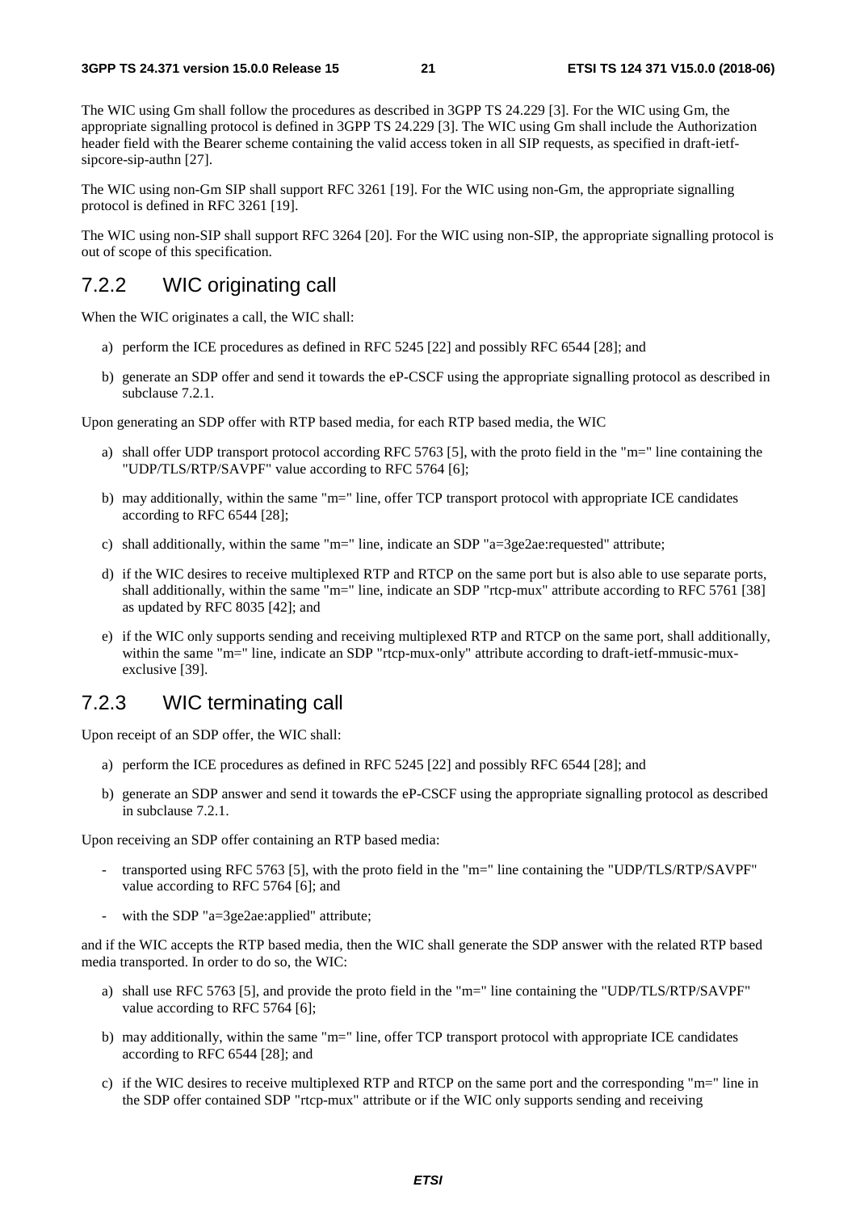The WIC using Gm shall follow the procedures as described in 3GPP TS 24.229 [3]. For the WIC using Gm, the appropriate signalling protocol is defined in 3GPP TS 24.229 [3]. The WIC using Gm shall include the Authorization header field with the Bearer scheme containing the valid access token in all SIP requests, as specified in draft-ietf-sipcore-sip-authn [27].

The WIC using non-Gm SIP shall support RFC 3261 [19]. For the WIC using non-Gm, the appropriate signalling protocol is defined in RFC 3261 [19].

The WIC using non-SIP shall support RFC 3264 [20]. For the WIC using non-SIP, the appropriate signalling protocol is out of scope of this specification.

### 7.2.2 WIC originating call

When the WIC originates a call, the WIC shall:

a) perform the ICE procedures as defined in RFC 5245 [22] and possibly RFC 6544 [28]; and

b) generate an SDP offer and send it towards the eP-CSCF using the appropriate signalling protocol as described in subclause 7.2.1.

Upon generating an SDP offer with RTP based media, for each RTP based media, the WIC

a) shall offer UDP transport protocol according RFC 5763 [5], with the proto field in the "m=" line containing the "UDP/TLS/RTP/SAVPF" value according to RFC 5764 [6];

b) may additionally, within the same "m=" line, offer TCP transport protocol with appropriate ICE candidates according to RFC 6544 [28];

c) shall additionally, within the same "m=" line, indicate an SDP "a=3ge2ae:requested" attribute;

d) if the WIC desires to receive multiplexed RTP and RTCP on the same port but is also able to use separate ports, shall additionally, within the same "m=" line, indicate an SDP "rtcp-mux" attribute according to RFC 5761 [38] as updated by RFC 8035 [42]; and

e) if the WIC only supports sending and receiving multiplexed RTP and RTCP on the same port, shall additionally, within the same "m=" line, indicate an SDP "rtcp-mux-only" attribute according to draft-ietf-mmusic-mux-exclusive [39].

### 7.2.3 WIC terminating call

Upon receipt of an SDP offer, the WIC shall:

a) perform the ICE procedures as defined in RFC 5245 [22] and possibly RFC 6544 [28]; and

b) generate an SDP answer and send it towards the eP-CSCF using the appropriate signalling protocol as described in subclause 7.2.1.

Upon receiving an SDP offer containing an RTP based media:

- transported using RFC 5763 [5], with the proto field in the "m=" line containing the "UDP/TLS/RTP/SAVPF" value according to RFC 5764 [6]; and
- with the SDP "a=3ge2ae:applied" attribute;

and if the WIC accepts the RTP based media, then the WIC shall generate the SDP answer with the related RTP based media transported. In order to do so, the WIC:

a) shall use RFC 5763 [5], and provide the proto field in the "m=" line containing the "UDP/TLS/RTP/SAVPF" value according to RFC 5764 [6];

b) may additionally, within the same "m=" line, offer TCP transport protocol with appropriate ICE candidates according to RFC 6544 [28]; and

c) if the WIC desires to receive multiplexed RTP and RTCP on the same port and the corresponding "m=" line in the SDP offer contained SDP "rtcp-mux" attribute or if the WIC only supports sending and receiving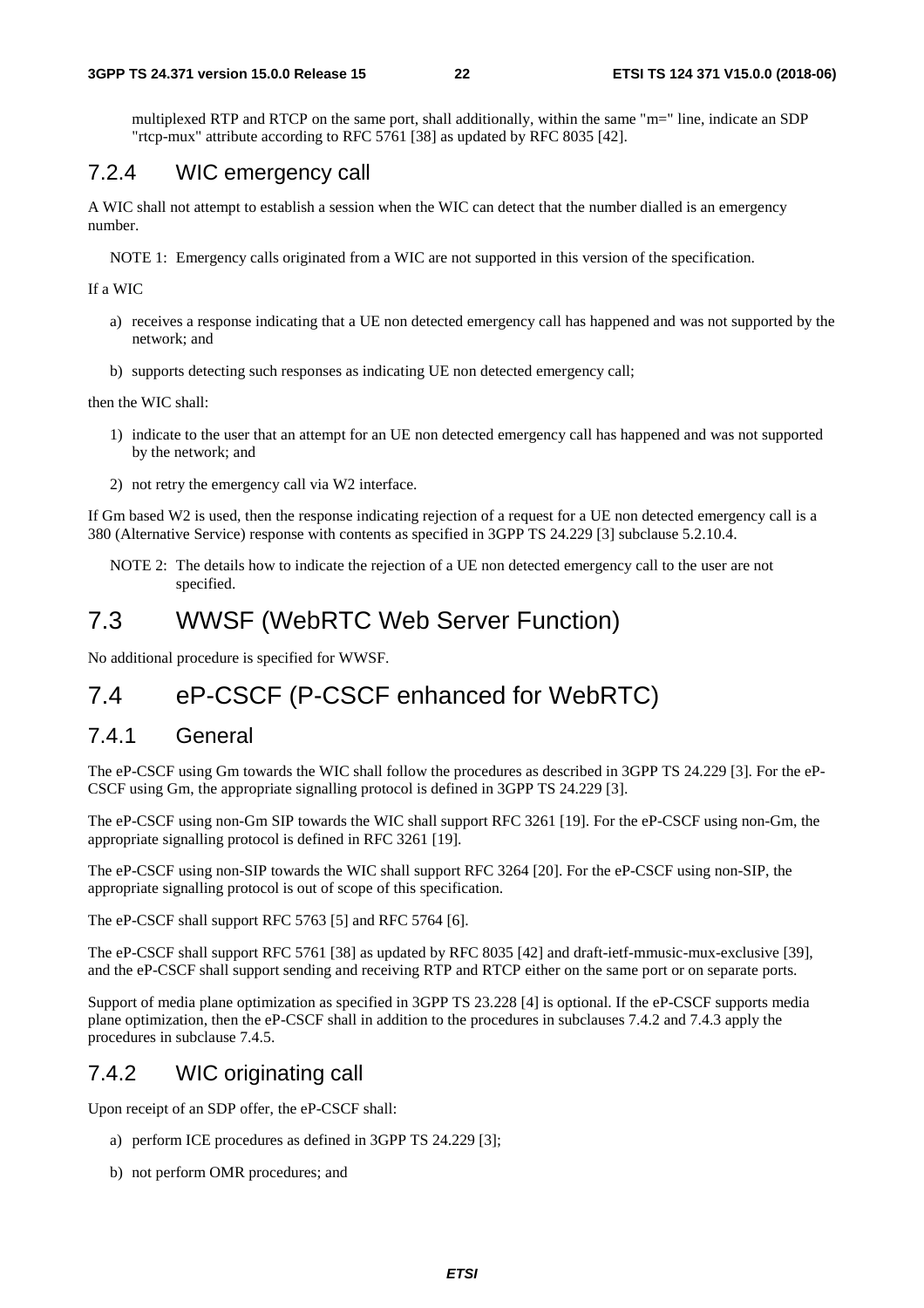multiplexed RTP and RTCP on the same port, shall additionally, within the same "m=" line, indicate an SDP "rtcp-mux" attribute according to RFC 5761 [38] as updated by RFC 8035 [42].

### 7.2.4 WIC emergency call

A WIC shall not attempt to establish a session when the WIC can detect that the number dialled is an emergency number.

NOTE 1: Emergency calls originated from a WIC are not supported in this version of the specification.

If a WIC

a) receives a response indicating that a UE non detected emergency call has happened and was not supported by the network; and

b) supports detecting such responses as indicating UE non detected emergency call;

then the WIC shall:

1) indicate to the user that an attempt for an UE non detected emergency call has happened and was not supported by the network; and

2) not retry the emergency call via W2 interface.

If Gm based W2 is used, then the response indicating rejection of a request for a UE non detected emergency call is a 380 (Alternative Service) response with contents as specified in 3GPP TS 24.229 [3] subclause 5.2.10.4.

NOTE 2: The details how to indicate the rejection of a UE non detected emergency call to the user are not specified.

## 7.3 WWSF (WebRTC Web Server Function)

No additional procedure is specified for WWSF.

## 7.4 eP-CSCF (P-CSCF enhanced for WebRTC)

### 7.4.1 General

The eP-CSCF using Gm towards the WIC shall follow the procedures as described in 3GPP TS 24.229 [3]. For the eP-CSCF using Gm, the appropriate signalling protocol is defined in 3GPP TS 24.229 [3].

The eP-CSCF using non-Gm SIP towards the WIC shall support RFC 3261 [19]. For the eP-CSCF using non-Gm, the appropriate signalling protocol is defined in RFC 3261 [19].

The eP-CSCF using non-SIP towards the WIC shall support RFC 3264 [20]. For the eP-CSCF using non-SIP, the appropriate signalling protocol is out of scope of this specification.

The eP-CSCF shall support RFC 5763 [5] and RFC 5764 [6].

The eP-CSCF shall support RFC 5761 [38] as updated by RFC 8035 [42] and draft-ietf-mmusic-mux-exclusive [39], and the eP-CSCF shall support sending and receiving RTP and RTCP either on the same port or on separate ports.

Support of media plane optimization as specified in 3GPP TS 23.228 [4] is optional. If the eP-CSCF supports media plane optimization, then the eP-CSCF shall in addition to the procedures in subclauses 7.4.2 and 7.4.3 apply the procedures in subclause 7.4.5.

### 7.4.2 WIC originating call

Upon receipt of an SDP offer, the eP-CSCF shall:

a) perform ICE procedures as defined in 3GPP TS 24.229 [3];

b) not perform OMR procedures; and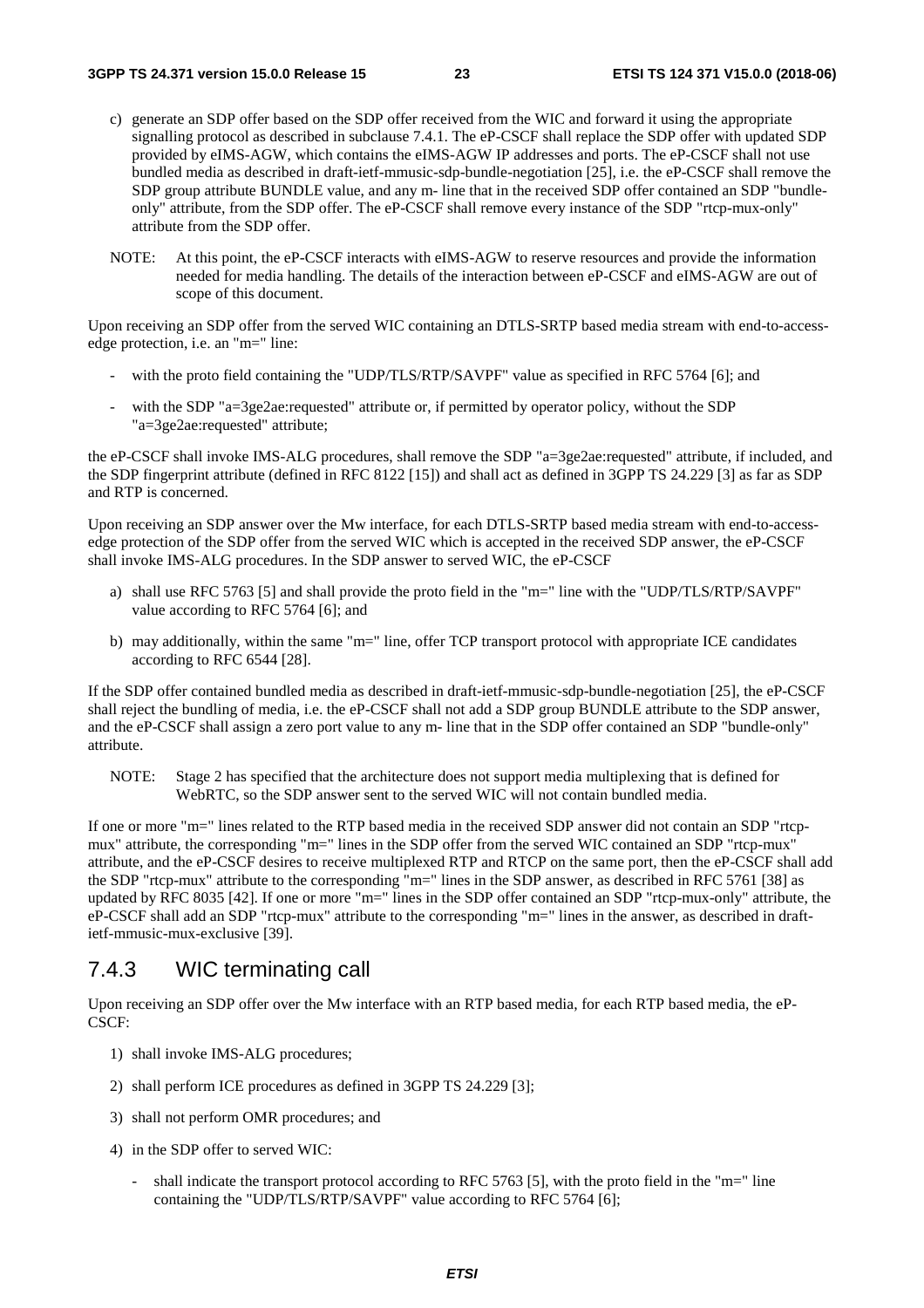c) generate an SDP offer based on the SDP offer received from the WIC and forward it using the appropriate signalling protocol as described in subclause 7.4.1. The eP-CSCF shall replace the SDP offer with updated SDP provided by eIMS-AGW, which contains the eIMS-AGW IP addresses and ports. The eP-CSCF shall not use bundled media as described in draft-ietf-mmusic-sdp-bundle-negotiation [25], i.e. the eP-CSCF shall remove the SDP group attribute BUNDLE value, and any m- line that in the received SDP offer contained an SDP "bundle-only" attribute, from the SDP offer. The eP-CSCF shall remove every instance of the SDP "rtcp-mux-only" attribute from the SDP offer.

NOTE: At this point, the eP-CSCF interacts with eIMS-AGW to reserve resources and provide the information needed for media handling. The details of the interaction between eP-CSCF and eIMS-AGW are out of scope of this document.

Upon receiving an SDP offer from the served WIC containing an DTLS-SRTP based media stream with end-to-access-edge protection, i.e. an "m=" line:

- with the proto field containing the "UDP/TLS/RTP/SAVPF" value as specified in RFC 5764 [6]; and
- with the SDP "a=3ge2ae:requested" attribute or, if permitted by operator policy, without the SDP "a=3ge2ae:requested" attribute;

the eP-CSCF shall invoke IMS-ALG procedures, shall remove the SDP "a=3ge2ae:requested" attribute, if included, and the SDP fingerprint attribute (defined in RFC 8122 [15]) and shall act as defined in 3GPP TS 24.229 [3] as far as SDP and RTP is concerned.

Upon receiving an SDP answer over the Mw interface, for each DTLS-SRTP based media stream with end-to-access-edge protection of the SDP offer from the served WIC which is accepted in the received SDP answer, the eP-CSCF shall invoke IMS-ALG procedures. In the SDP answer to served WIC, the eP-CSCF

a) shall use RFC 5763 [5] and shall provide the proto field in the "m=" line with the "UDP/TLS/RTP/SAVPF" value according to RFC 5764 [6]; and

b) may additionally, within the same "m=" line, offer TCP transport protocol with appropriate ICE candidates according to RFC 6544 [28].

If the SDP offer contained bundled media as described in draft-ietf-mmusic-sdp-bundle-negotiation [25], the eP-CSCF shall reject the bundling of media, i.e. the eP-CSCF shall not add a SDP group BUNDLE attribute to the SDP answer, and the eP-CSCF shall assign a zero port value to any m- line that in the SDP offer contained an SDP "bundle-only" attribute.

NOTE: Stage 2 has specified that the architecture does not support media multiplexing that is defined for WebRTC, so the SDP answer sent to the served WIC will not contain bundled media.

If one or more "m=" lines related to the RTP based media in the received SDP answer did not contain an SDP "rtcp-mux" attribute, the corresponding "m=" lines in the SDP offer from the served WIC contained an SDP "rtcp-mux" attribute, and the eP-CSCF desires to receive multiplexed RTP and RTCP on the same port, then the eP-CSCF shall add the SDP "rtcp-mux" attribute to the corresponding "m=" lines in the SDP answer, as described in RFC 5761 [38] as updated by RFC 8035 [42]. If one or more "m=" lines in the SDP offer contained an SDP "rtcp-mux-only" attribute, the eP-CSCF shall add an SDP "rtcp-mux" attribute to the corresponding "m=" lines in the answer, as described in draft-ietf-mmusic-mux-exclusive [39].

### 7.4.3 WIC terminating call

Upon receiving an SDP offer over the Mw interface with an RTP based media, for each RTP based media, the eP-CSCF:

1) shall invoke IMS-ALG procedures;

2) shall perform ICE procedures as defined in 3GPP TS 24.229 [3];

3) shall not perform OMR procedures; and

4) in the SDP offer to served WIC:

   - shall indicate the transport protocol according to RFC 5763 [5], with the proto field in the "m=" line containing the "UDP/TLS/RTP/SAVPF" value according to RFC 5764 [6];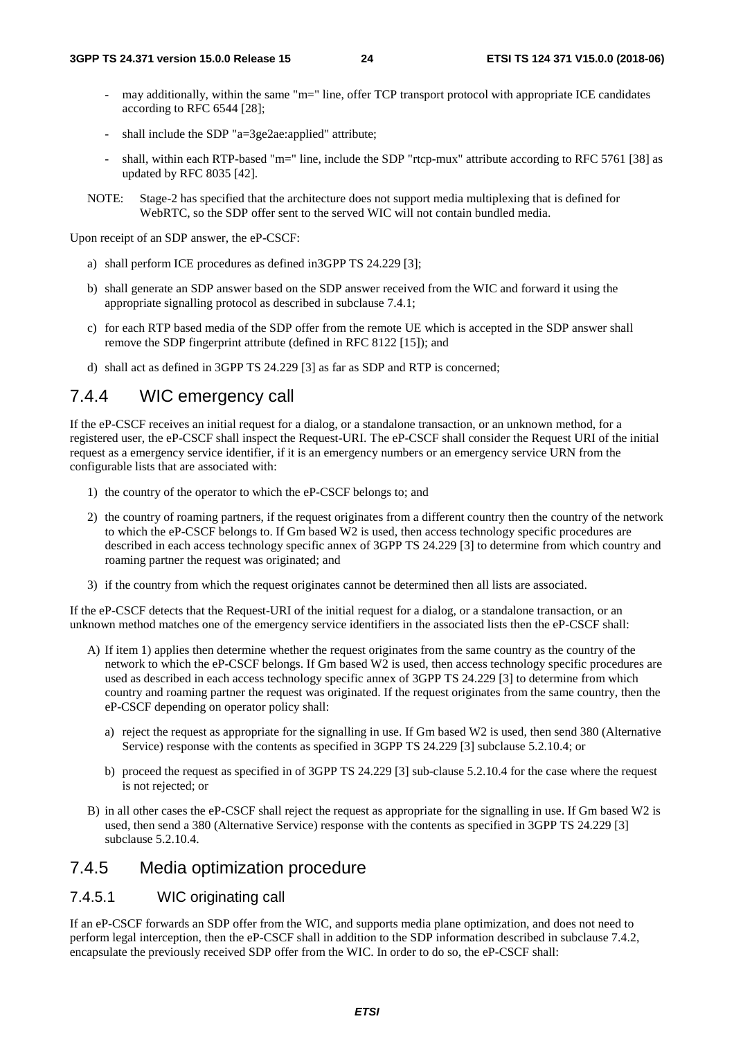- may additionally, within the same "m=" line, offer TCP transport protocol with appropriate ICE candidates according to RFC 6544 [28];
- shall include the SDP "a=3ge2ae:applied" attribute;
- shall, within each RTP-based "m=" line, include the SDP "rtcp-mux" attribute according to RFC 5761 [38] as updated by RFC 8035 [42].

NOTE: Stage-2 has specified that the architecture does not support media multiplexing that is defined for WebRTC, so the SDP offer sent to the served WIC will not contain bundled media.

Upon receipt of an SDP answer, the eP-CSCF:

a) shall perform ICE procedures as defined in3GPP TS 24.229 [3];

b) shall generate an SDP answer based on the SDP answer received from the WIC and forward it using the appropriate signalling protocol as described in subclause 7.4.1;

c) for each RTP based media of the SDP offer from the remote UE which is accepted in the SDP answer shall remove the SDP fingerprint attribute (defined in RFC 8122 [15]); and

d) shall act as defined in 3GPP TS 24.229 [3] as far as SDP and RTP is concerned;

## 7.4.4 WIC emergency call

If the eP-CSCF receives an initial request for a dialog, or a standalone transaction, or an unknown method, for a registered user, the eP-CSCF shall inspect the Request-URI. The eP-CSCF shall consider the Request URI of the initial request as a emergency service identifier, if it is an emergency numbers or an emergency service URN from the configurable lists that are associated with:

1) the country of the operator to which the eP-CSCF belongs to; and

2) the country of roaming partners, if the request originates from a different country then the country of the network to which the eP-CSCF belongs to. If Gm based W2 is used, then access technology specific procedures are described in each access technology specific annex of 3GPP TS 24.229 [3] to determine from which country and roaming partner the request was originated; and

3) if the country from which the request originates cannot be determined then all lists are associated.

If the eP-CSCF detects that the Request-URI of the initial request for a dialog, or a standalone transaction, or an unknown method matches one of the emergency service identifiers in the associated lists then the eP-CSCF shall:

A) If item 1) applies then determine whether the request originates from the same country as the country of the network to which the eP-CSCF belongs. If Gm based W2 is used, then access technology specific procedures are used as described in each access technology specific annex of 3GPP TS 24.229 [3] to determine from which country and roaming partner the request was originated. If the request originates from the same country, then the eP-CSCF depending on operator policy shall:

   a) reject the request as appropriate for the signalling in use. If Gm based W2 is used, then send 380 (Alternative Service) response with the contents as specified in 3GPP TS 24.229 [3] subclause 5.2.10.4; or

   b) proceed the request as specified in of 3GPP TS 24.229 [3] sub-clause 5.2.10.4 for the case where the request is not rejected; or

B) in all other cases the eP-CSCF shall reject the request as appropriate for the signalling in use. If Gm based W2 is used, then send a 380 (Alternative Service) response with the contents as specified in 3GPP TS 24.229 [3] subclause 5.2.10.4.

## 7.4.5 Media optimization procedure

### 7.4.5.1 WIC originating call

If an eP-CSCF forwards an SDP offer from the WIC, and supports media plane optimization, and does not need to perform legal interception, then the eP-CSCF shall in addition to the SDP information described in subclause 7.4.2, encapsulate the previously received SDP offer from the WIC. In order to do so, the eP-CSCF shall: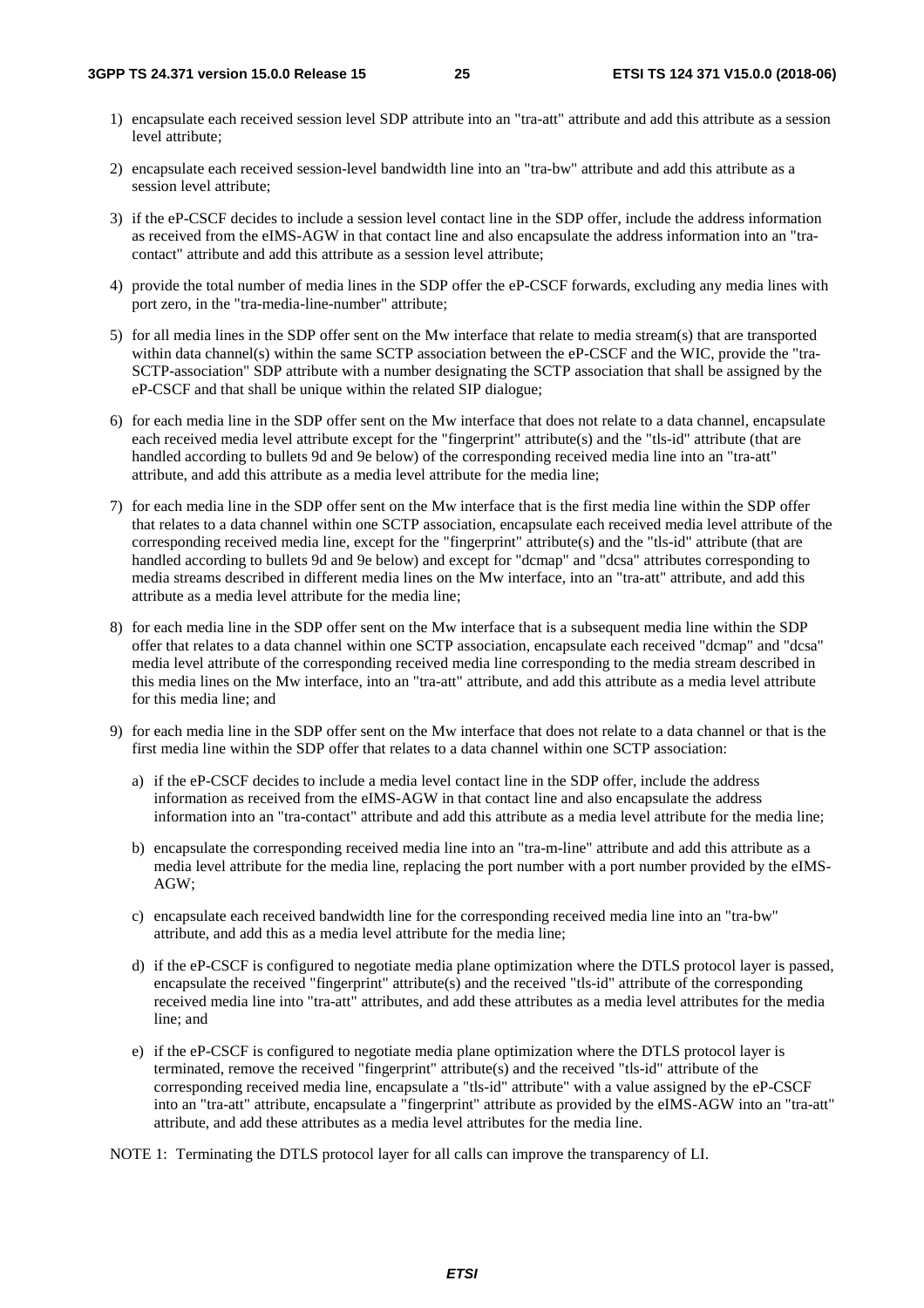1) encapsulate each received session level SDP attribute into an "tra-att" attribute and add this attribute as a session level attribute;

2) encapsulate each received session-level bandwidth line into an "tra-bw" attribute and add this attribute as a session level attribute;

3) if the eP-CSCF decides to include a session level contact line in the SDP offer, include the address information as received from the eIMS-AGW in that contact line and also encapsulate the address information into an "tra-contact" attribute and add this attribute as a session level attribute;

4) provide the total number of media lines in the SDP offer the eP-CSCF forwards, excluding any media lines with port zero, in the "tra-media-line-number" attribute;

5) for all media lines in the SDP offer sent on the Mw interface that relate to media stream(s) that are transported within data channel(s) within the same SCTP association between the eP-CSCF and the WIC, provide the "tra-SCTP-association" SDP attribute with a number designating the SCTP association that shall be assigned by the eP-CSCF and that shall be unique within the related SIP dialogue;

6) for each media line in the SDP offer sent on the Mw interface that does not relate to a data channel, encapsulate each received media level attribute except for the "fingerprint" attribute(s) and the "tls-id" attribute (that are handled according to bullets 9d and 9e below) of the corresponding received media line into an "tra-att" attribute, and add this attribute as a media level attribute for the media line;

7) for each media line in the SDP offer sent on the Mw interface that is the first media line within the SDP offer that relates to a data channel within one SCTP association, encapsulate each received media level attribute of the corresponding received media line, except for the "fingerprint" attribute(s) and the "tls-id" attribute (that are handled according to bullets 9d and 9e below) and except for "dcmap" and "dcsa" attributes corresponding to media streams described in different media lines on the Mw interface, into an "tra-att" attribute, and add this attribute as a media level attribute for the media line;

8) for each media line in the SDP offer sent on the Mw interface that is a subsequent media line within the SDP offer that relates to a data channel within one SCTP association, encapsulate each received "dcmap" and "dcsa" media level attribute of the corresponding received media line corresponding to the media stream described in this media lines on the Mw interface, into an "tra-att" attribute, and add this attribute as a media level attribute for this media line; and

9) for each media line in the SDP offer sent on the Mw interface that does not relate to a data channel or that is the first media line within the SDP offer that relates to a data channel within one SCTP association:

   a) if the eP-CSCF decides to include a media level contact line in the SDP offer, include the address information as received from the eIMS-AGW in that contact line and also encapsulate the address information into an "tra-contact" attribute and add this attribute as a media level attribute for the media line;

   b) encapsulate the corresponding received media line into an "tra-m-line" attribute and add this attribute as a media level attribute for the media line, replacing the port number with a port number provided by the eIMS-AGW;

   c) encapsulate each received bandwidth line for the corresponding received media line into an "tra-bw" attribute, and add this as a media level attribute for the media line;

   d) if the eP-CSCF is configured to negotiate media plane optimization where the DTLS protocol layer is passed, encapsulate the received "fingerprint" attribute(s) and the received "tls-id" attribute of the corresponding received media line into "tra-att" attributes, and add these attributes as a media level attributes for the media line; and

   e) if the eP-CSCF is configured to negotiate media plane optimization where the DTLS protocol layer is terminated, remove the received "fingerprint" attribute(s) and the received "tls-id" attribute of the corresponding received media line, encapsulate a "tls-id" attribute" with a value assigned by the eP-CSCF into an "tra-att" attribute, encapsulate a "fingerprint" attribute as provided by the eIMS-AGW into an "tra-att" attribute, and add these attributes as a media level attributes for the media line.

NOTE 1: Terminating the DTLS protocol layer for all calls can improve the transparency of LI.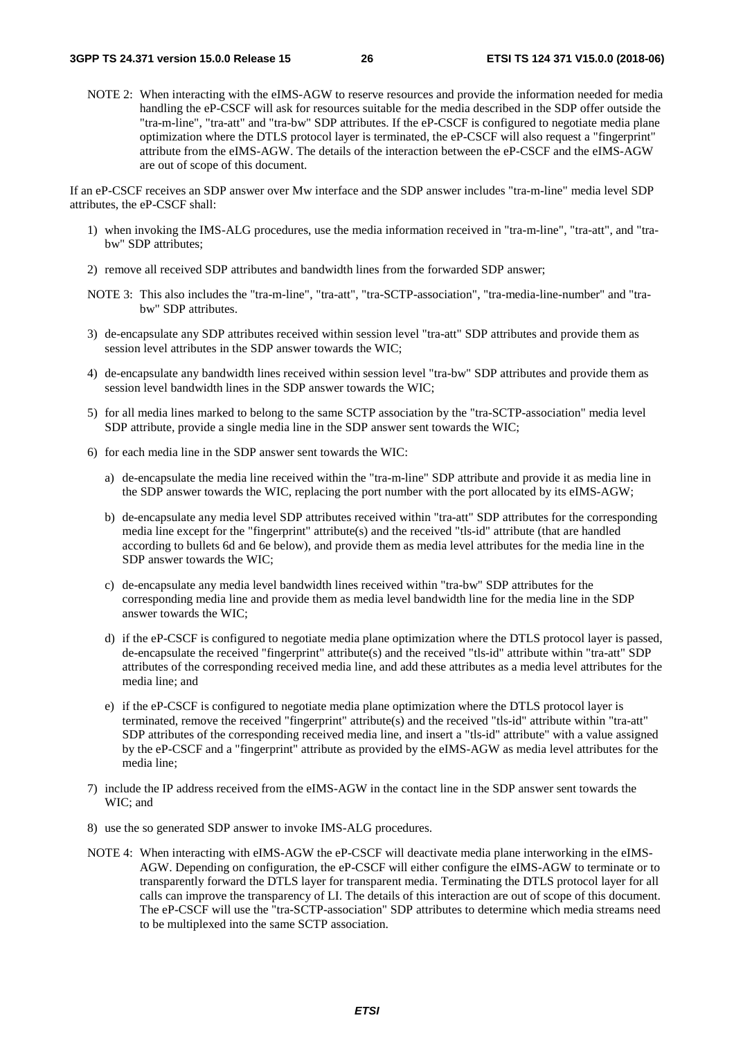NOTE 2: When interacting with the eIMS-AGW to reserve resources and provide the information needed for media handling the eP-CSCF will ask for resources suitable for the media described in the SDP offer outside the "tra-m-line", "tra-att" and "tra-bw" SDP attributes. If the eP-CSCF is configured to negotiate media plane optimization where the DTLS protocol layer is terminated, the eP-CSCF will also request a "fingerprint" attribute from the eIMS-AGW. The details of the interaction between the eP-CSCF and the eIMS-AGW are out of scope of this document.

If an eP-CSCF receives an SDP answer over Mw interface and the SDP answer includes "tra-m-line" media level SDP attributes, the eP-CSCF shall:

1) when invoking the IMS-ALG procedures, use the media information received in "tra-m-line", "tra-att", and "tra-bw" SDP attributes;

2) remove all received SDP attributes and bandwidth lines from the forwarded SDP answer;

NOTE 3: This also includes the "tra-m-line", "tra-att", "tra-SCTP-association", "tra-media-line-number" and "tra-bw" SDP attributes.

3) de-encapsulate any SDP attributes received within session level "tra-att" SDP attributes and provide them as session level attributes in the SDP answer towards the WIC;

4) de-encapsulate any bandwidth lines received within session level "tra-bw" SDP attributes and provide them as session level bandwidth lines in the SDP answer towards the WIC;

5) for all media lines marked to belong to the same SCTP association by the "tra-SCTP-association" media level SDP attribute, provide a single media line in the SDP answer sent towards the WIC;

6) for each media line in the SDP answer sent towards the WIC:

   a) de-encapsulate the media line received within the "tra-m-line" SDP attribute and provide it as media line in the SDP answer towards the WIC, replacing the port number with the port allocated by its eIMS-AGW;

   b) de-encapsulate any media level SDP attributes received within "tra-att" SDP attributes for the corresponding media line except for the "fingerprint" attribute(s) and the received "tls-id" attribute (that are handled according to bullets 6d and 6e below), and provide them as media level attributes for the media line in the SDP answer towards the WIC;

   c) de-encapsulate any media level bandwidth lines received within "tra-bw" SDP attributes for the corresponding media line and provide them as media level bandwidth line for the media line in the SDP answer towards the WIC;

   d) if the eP-CSCF is configured to negotiate media plane optimization where the DTLS protocol layer is passed, de-encapsulate the received "fingerprint" attribute(s) and the received "tls-id" attribute within "tra-att" SDP attributes of the corresponding received media line, and add these attributes as a media level attributes for the media line; and

   e) if the eP-CSCF is configured to negotiate media plane optimization where the DTLS protocol layer is terminated, remove the received "fingerprint" attribute(s) and the received "tls-id" attribute within "tra-att" SDP attributes of the corresponding received media line, and insert a "tls-id" attribute" with a value assigned by the eP-CSCF and a "fingerprint" attribute as provided by the eIMS-AGW as media level attributes for the media line;

7) include the IP address received from the eIMS-AGW in the contact line in the SDP answer sent towards the WIC; and

8) use the so generated SDP answer to invoke IMS-ALG procedures.

NOTE 4: When interacting with eIMS-AGW the eP-CSCF will deactivate media plane interworking in the eIMS-AGW. Depending on configuration, the eP-CSCF will either configure the eIMS-AGW to terminate or to transparently forward the DTLS layer for transparent media. Terminating the DTLS protocol layer for all calls can improve the transparency of LI. The details of this interaction are out of scope of this document. The eP-CSCF will use the "tra-SCTP-association" SDP attributes to determine which media streams need to be multiplexed into the same SCTP association.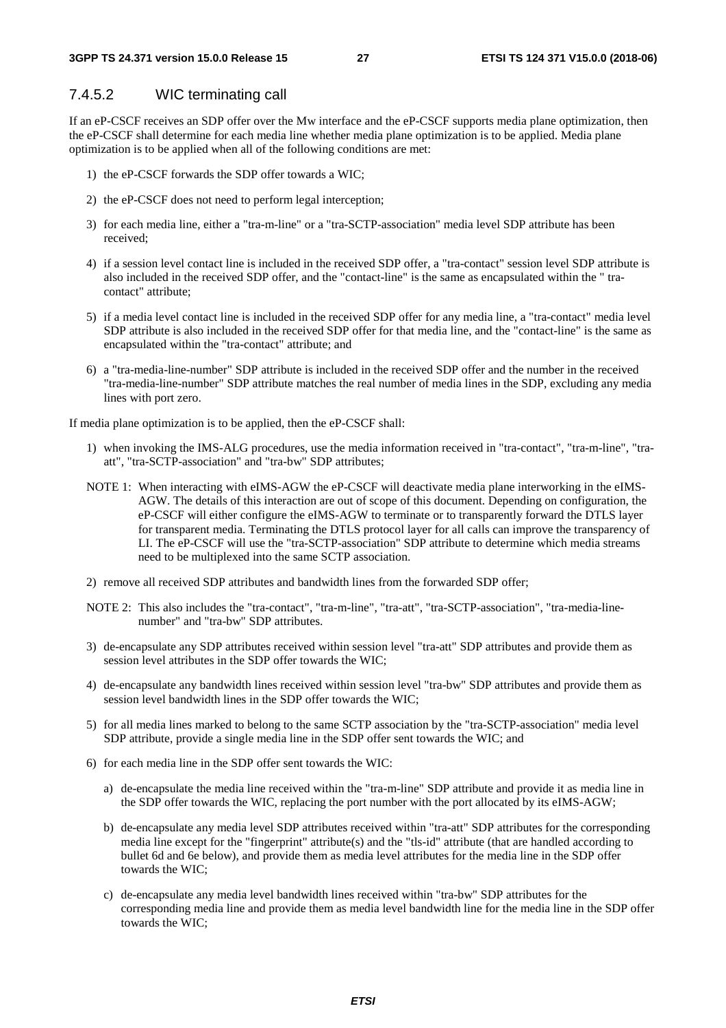#### 7.4.5.2 WIC terminating call

If an eP-CSCF receives an SDP offer over the Mw interface and the eP-CSCF supports media plane optimization, then the eP-CSCF shall determine for each media line whether media plane optimization is to be applied. Media plane optimization is to be applied when all of the following conditions are met:

1) the eP-CSCF forwards the SDP offer towards a WIC;

2) the eP-CSCF does not need to perform legal interception;

3) for each media line, either a "tra-m-line" or a "tra-SCTP-association" media level SDP attribute has been received;

4) if a session level contact line is included in the received SDP offer, a "tra-contact" session level SDP attribute is also included in the received SDP offer, and the "contact-line" is the same as encapsulated within the " tra-contact" attribute;

5) if a media level contact line is included in the received SDP offer for any media line, a "tra-contact" media level SDP attribute is also included in the received SDP offer for that media line, and the "contact-line" is the same as encapsulated within the "tra-contact" attribute; and

6) a "tra-media-line-number" SDP attribute is included in the received SDP offer and the number in the received "tra-media-line-number" SDP attribute matches the real number of media lines in the SDP, excluding any media lines with port zero.

If media plane optimization is to be applied, then the eP-CSCF shall:

1) when invoking the IMS-ALG procedures, use the media information received in "tra-contact", "tra-m-line", "tra-att", "tra-SCTP-association" and "tra-bw" SDP attributes;

NOTE 1: When interacting with eIMS-AGW the eP-CSCF will deactivate media plane interworking in the eIMS-AGW. The details of this interaction are out of scope of this document. Depending on configuration, the eP-CSCF will either configure the eIMS-AGW to terminate or to transparently forward the DTLS layer for transparent media. Terminating the DTLS protocol layer for all calls can improve the transparency of LI. The eP-CSCF will use the "tra-SCTP-association" SDP attribute to determine which media streams need to be multiplexed into the same SCTP association.

2) remove all received SDP attributes and bandwidth lines from the forwarded SDP offer;

NOTE 2: This also includes the "tra-contact", "tra-m-line", "tra-att", "tra-SCTP-association", "tra-media-line-number" and "tra-bw" SDP attributes.

3) de-encapsulate any SDP attributes received within session level "tra-att" SDP attributes and provide them as session level attributes in the SDP offer towards the WIC;

4) de-encapsulate any bandwidth lines received within session level "tra-bw" SDP attributes and provide them as session level bandwidth lines in the SDP offer towards the WIC;

5) for all media lines marked to belong to the same SCTP association by the "tra-SCTP-association" media level SDP attribute, provide a single media line in the SDP offer sent towards the WIC; and

6) for each media line in the SDP offer sent towards the WIC:

   a) de-encapsulate the media line received within the "tra-m-line" SDP attribute and provide it as media line in the SDP offer towards the WIC, replacing the port number with the port allocated by its eIMS-AGW;

   b) de-encapsulate any media level SDP attributes received within "tra-att" SDP attributes for the corresponding media line except for the "fingerprint" attribute(s) and the "tls-id" attribute (that are handled according to bullet 6d and 6e below), and provide them as media level attributes for the media line in the SDP offer towards the WIC;

   c) de-encapsulate any media level bandwidth lines received within "tra-bw" SDP attributes for the corresponding media line and provide them as media level bandwidth line for the media line in the SDP offer towards the WIC;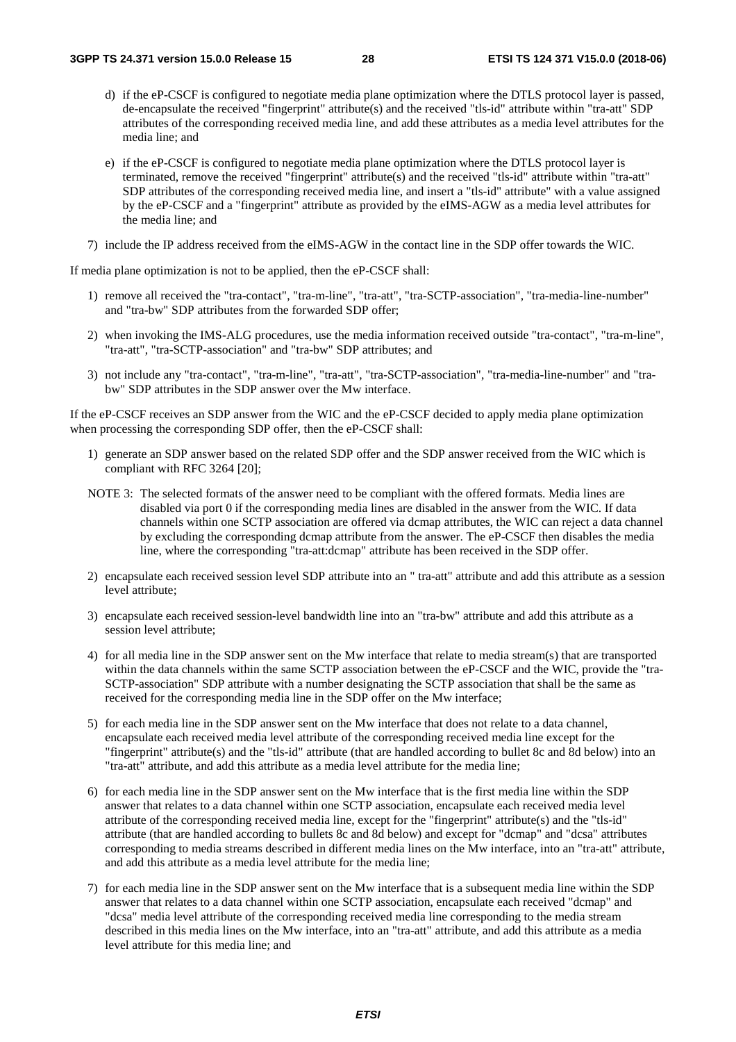d) if the eP-CSCF is configured to negotiate media plane optimization where the DTLS protocol layer is passed, de-encapsulate the received "fingerprint" attribute(s) and the received "tls-id" attribute within "tra-att" SDP attributes of the corresponding received media line, and add these attributes as a media level attributes for the media line; and

e) if the eP-CSCF is configured to negotiate media plane optimization where the DTLS protocol layer is terminated, remove the received "fingerprint" attribute(s) and the received "tls-id" attribute within "tra-att" SDP attributes of the corresponding received media line, and insert a "tls-id" attribute" with a value assigned by the eP-CSCF and a "fingerprint" attribute as provided by the eIMS-AGW as a media level attributes for the media line; and

7) include the IP address received from the eIMS-AGW in the contact line in the SDP offer towards the WIC.

If media plane optimization is not to be applied, then the eP-CSCF shall:

1) remove all received the "tra-contact", "tra-m-line", "tra-att", "tra-SCTP-association", "tra-media-line-number" and "tra-bw" SDP attributes from the forwarded SDP offer;

2) when invoking the IMS-ALG procedures, use the media information received outside "tra-contact", "tra-m-line", "tra-att", "tra-SCTP-association" and "tra-bw" SDP attributes; and

3) not include any "tra-contact", "tra-m-line", "tra-att", "tra-SCTP-association", "tra-media-line-number" and "tra-bw" SDP attributes in the SDP answer over the Mw interface.

If the eP-CSCF receives an SDP answer from the WIC and the eP-CSCF decided to apply media plane optimization when processing the corresponding SDP offer, then the eP-CSCF shall:

1) generate an SDP answer based on the related SDP offer and the SDP answer received from the WIC which is compliant with RFC 3264 [20];

NOTE 3: The selected formats of the answer need to be compliant with the offered formats. Media lines are disabled via port 0 if the corresponding media lines are disabled in the answer from the WIC. If data channels within one SCTP association are offered via dcmap attributes, the WIC can reject a data channel by excluding the corresponding dcmap attribute from the answer. The eP-CSCF then disables the media line, where the corresponding "tra-att:dcmap" attribute has been received in the SDP offer.

2) encapsulate each received session level SDP attribute into an " tra-att" attribute and add this attribute as a session level attribute;

3) encapsulate each received session-level bandwidth line into an "tra-bw" attribute and add this attribute as a session level attribute;

4) for all media line in the SDP answer sent on the Mw interface that relate to media stream(s) that are transported within the data channels within the same SCTP association between the eP-CSCF and the WIC, provide the "tra-SCTP-association" SDP attribute with a number designating the SCTP association that shall be the same as received for the corresponding media line in the SDP offer on the Mw interface;

5) for each media line in the SDP answer sent on the Mw interface that does not relate to a data channel, encapsulate each received media level attribute of the corresponding received media line except for the "fingerprint" attribute(s) and the "tls-id" attribute (that are handled according to bullet 8c and 8d below) into an "tra-att" attribute, and add this attribute as a media level attribute for the media line;

6) for each media line in the SDP answer sent on the Mw interface that is the first media line within the SDP answer that relates to a data channel within one SCTP association, encapsulate each received media level attribute of the corresponding received media line, except for the "fingerprint" attribute(s) and the "tls-id" attribute (that are handled according to bullets 8c and 8d below) and except for "dcmap" and "dcsa" attributes corresponding to media streams described in different media lines on the Mw interface, into an "tra-att" attribute, and add this attribute as a media level attribute for the media line;

7) for each media line in the SDP answer sent on the Mw interface that is a subsequent media line within the SDP answer that relates to a data channel within one SCTP association, encapsulate each received "dcmap" and "dcsa" media level attribute of the corresponding received media line corresponding to the media stream described in this media lines on the Mw interface, into an "tra-att" attribute, and add this attribute as a media level attribute for this media line; and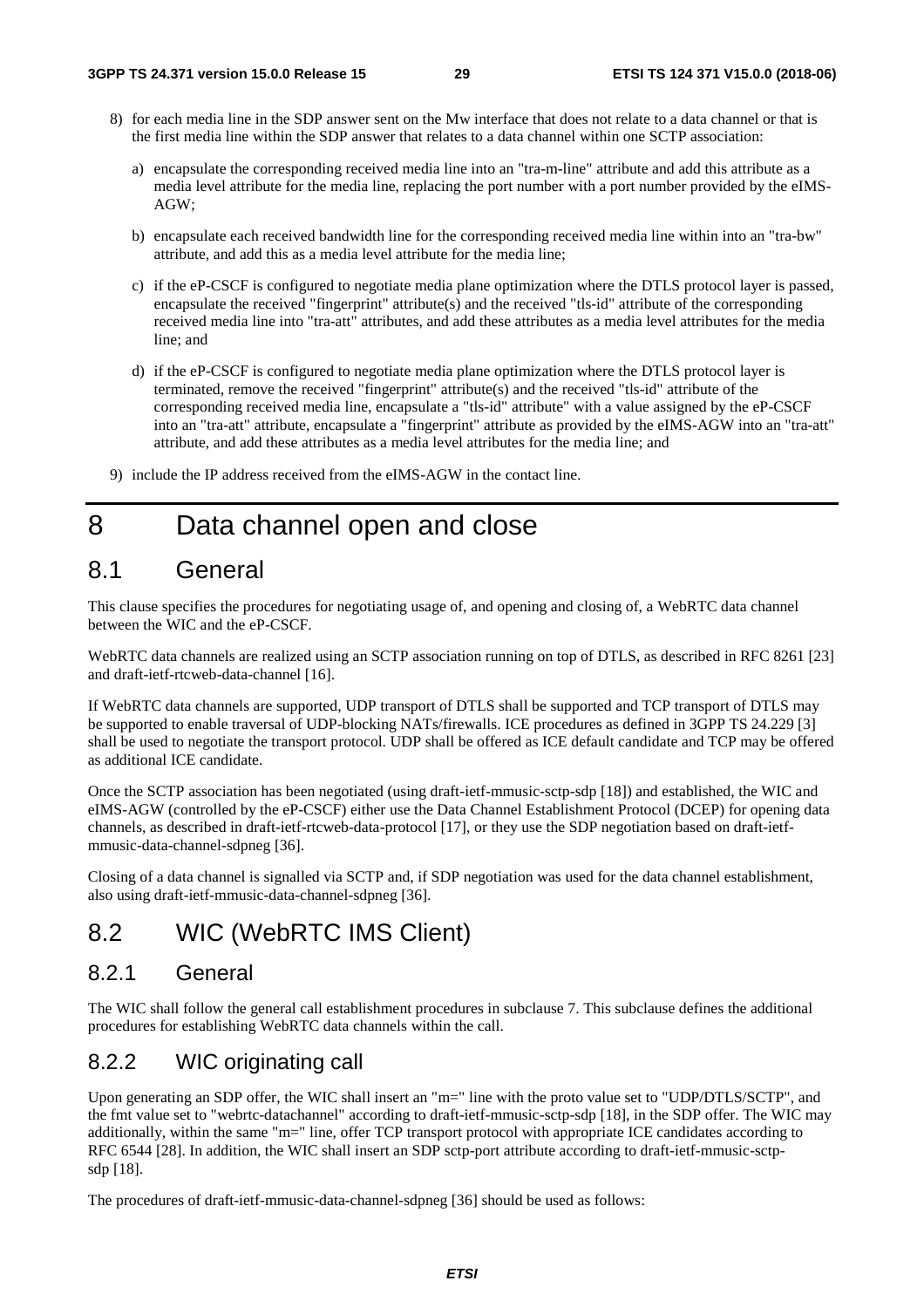8) for each media line in the SDP answer sent on the Mw interface that does not relate to a data channel or that is the first media line within the SDP answer that relates to a data channel within one SCTP association:

   a) encapsulate the corresponding received media line into an "tra-m-line" attribute and add this attribute as a media level attribute for the media line, replacing the port number with a port number provided by the eIMS-AGW;

   b) encapsulate each received bandwidth line for the corresponding received media line within into an "tra-bw" attribute, and add this as a media level attribute for the media line;

   c) if the eP-CSCF is configured to negotiate media plane optimization where the DTLS protocol layer is passed, encapsulate the received "fingerprint" attribute(s) and the received "tls-id" attribute of the corresponding received media line into "tra-att" attributes, and add these attributes as a media level attributes for the media line; and

   d) if the eP-CSCF is configured to negotiate media plane optimization where the DTLS protocol layer is terminated, remove the received "fingerprint" attribute(s) and the received "tls-id" attribute of the corresponding received media line, encapsulate a "tls-id" attribute" with a value assigned by the eP-CSCF into an "tra-att" attribute, encapsulate a "fingerprint" attribute as provided by the eIMS-AGW into an "tra-att" attribute, and add these attributes as a media level attributes for the media line; and

9) include the IP address received from the eIMS-AGW in the contact line.

# 8 Data channel open and close

## 8.1 General

This clause specifies the procedures for negotiating usage of, and opening and closing of, a WebRTC data channel between the WIC and the eP-CSCF.

WebRTC data channels are realized using an SCTP association running on top of DTLS, as described in RFC 8261 [23] and draft-ietf-rtcweb-data-channel [16].

If WebRTC data channels are supported, UDP transport of DTLS shall be supported and TCP transport of DTLS may be supported to enable traversal of UDP-blocking NATs/firewalls. ICE procedures as defined in 3GPP TS 24.229 [3] shall be used to negotiate the transport protocol. UDP shall be offered as ICE default candidate and TCP may be offered as additional ICE candidate.

Once the SCTP association has been negotiated (using draft-ietf-mmusic-sctp-sdp [18]) and established, the WIC and eIMS-AGW (controlled by the eP-CSCF) either use the Data Channel Establishment Protocol (DCEP) for opening data channels, as described in draft-ietf-rtcweb-data-protocol [17], or they use the SDP negotiation based on draft-ietf-mmusic-data-channel-sdpneg [36].

Closing of a data channel is signalled via SCTP and, if SDP negotiation was used for the data channel establishment, also using draft-ietf-mmusic-data-channel-sdpneg [36].

## 8.2 WIC (WebRTC IMS Client)

### 8.2.1 General

The WIC shall follow the general call establishment procedures in subclause 7. This subclause defines the additional procedures for establishing WebRTC data channels within the call.

### 8.2.2 WIC originating call

Upon generating an SDP offer, the WIC shall insert an "m=" line with the proto value set to "UDP/DTLS/SCTP", and the fmt value set to "webrtc-datachannel" according to draft-ietf-mmusic-sctp-sdp [18], in the SDP offer. The WIC may additionally, within the same "m=" line, offer TCP transport protocol with appropriate ICE candidates according to RFC 6544 [28]. In addition, the WIC shall insert an SDP sctp-port attribute according to draft-ietf-mmusic-sctp-sdp [18].

The procedures of draft-ietf-mmusic-data-channel-sdpneg [36] should be used as follows: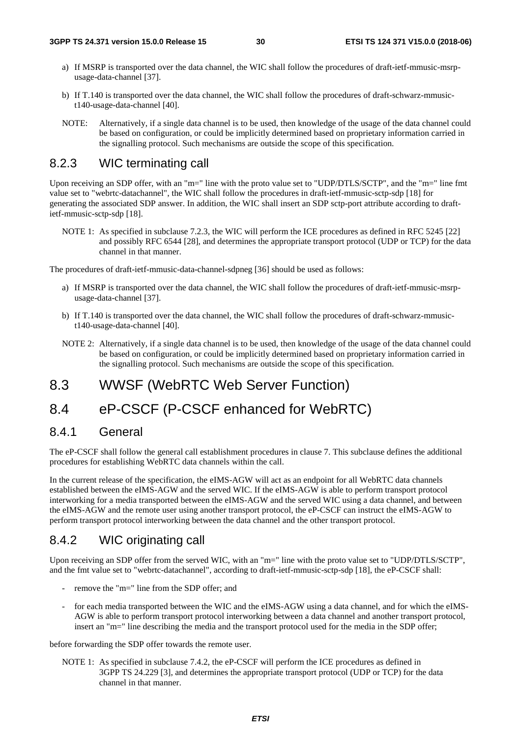a) If MSRP is transported over the data channel, the WIC shall follow the procedures of draft-ietf-mmusic-msrp-usage-data-channel [37].

b) If T.140 is transported over the data channel, the WIC shall follow the procedures of draft-schwarz-mmusic-t140-usage-data-channel [40].

NOTE: Alternatively, if a single data channel is to be used, then knowledge of the usage of the data channel could be based on configuration, or could be implicitly determined based on proprietary information carried in the signalling protocol. Such mechanisms are outside the scope of this specification.

### 8.2.3 WIC terminating call

Upon receiving an SDP offer, with an "m=" line with the proto value set to "UDP/DTLS/SCTP", and the "m=" line fmt value set to "webrtc-datachannel", the WIC shall follow the procedures in draft-ietf-mmusic-sctp-sdp [18] for generating the associated SDP answer. In addition, the WIC shall insert an SDP sctp-port attribute according to draft-ietf-mmusic-sctp-sdp [18].

NOTE 1: As specified in subclause 7.2.3, the WIC will perform the ICE procedures as defined in RFC 5245 [22] and possibly RFC 6544 [28], and determines the appropriate transport protocol (UDP or TCP) for the data channel in that manner.

The procedures of draft-ietf-mmusic-data-channel-sdpneg [36] should be used as follows:

a) If MSRP is transported over the data channel, the WIC shall follow the procedures of draft-ietf-mmusic-msrp-usage-data-channel [37].

b) If T.140 is transported over the data channel, the WIC shall follow the procedures of draft-schwarz-mmusic-t140-usage-data-channel [40].

NOTE 2: Alternatively, if a single data channel is to be used, then knowledge of the usage of the data channel could be based on configuration, or could be implicitly determined based on proprietary information carried in the signalling protocol. Such mechanisms are outside the scope of this specification.

## 8.3 WWSF (WebRTC Web Server Function)

## 8.4 eP-CSCF (P-CSCF enhanced for WebRTC)

### 8.4.1 General

The eP-CSCF shall follow the general call establishment procedures in clause 7. This subclause defines the additional procedures for establishing WebRTC data channels within the call.

In the current release of the specification, the eIMS-AGW will act as an endpoint for all WebRTC data channels established between the eIMS-AGW and the served WIC. If the eIMS-AGW is able to perform transport protocol interworking for a media transported between the eIMS-AGW and the served WIC using a data channel, and between the eIMS-AGW and the remote user using another transport protocol, the eP-CSCF can instruct the eIMS-AGW to perform transport protocol interworking between the data channel and the other transport protocol.

### 8.4.2 WIC originating call

Upon receiving an SDP offer from the served WIC, with an "m=" line with the proto value set to "UDP/DTLS/SCTP", and the fmt value set to "webrtc-datachannel", according to draft-ietf-mmusic-sctp-sdp [18], the eP-CSCF shall:

- remove the "m=" line from the SDP offer; and
- for each media transported between the WIC and the eIMS-AGW using a data channel, and for which the eIMS-AGW is able to perform transport protocol interworking between a data channel and another transport protocol, insert an "m=" line describing the media and the transport protocol used for the media in the SDP offer;

before forwarding the SDP offer towards the remote user.

NOTE 1: As specified in subclause 7.4.2, the eP-CSCF will perform the ICE procedures as defined in 3GPP TS 24.229 [3], and determines the appropriate transport protocol (UDP or TCP) for the data channel in that manner.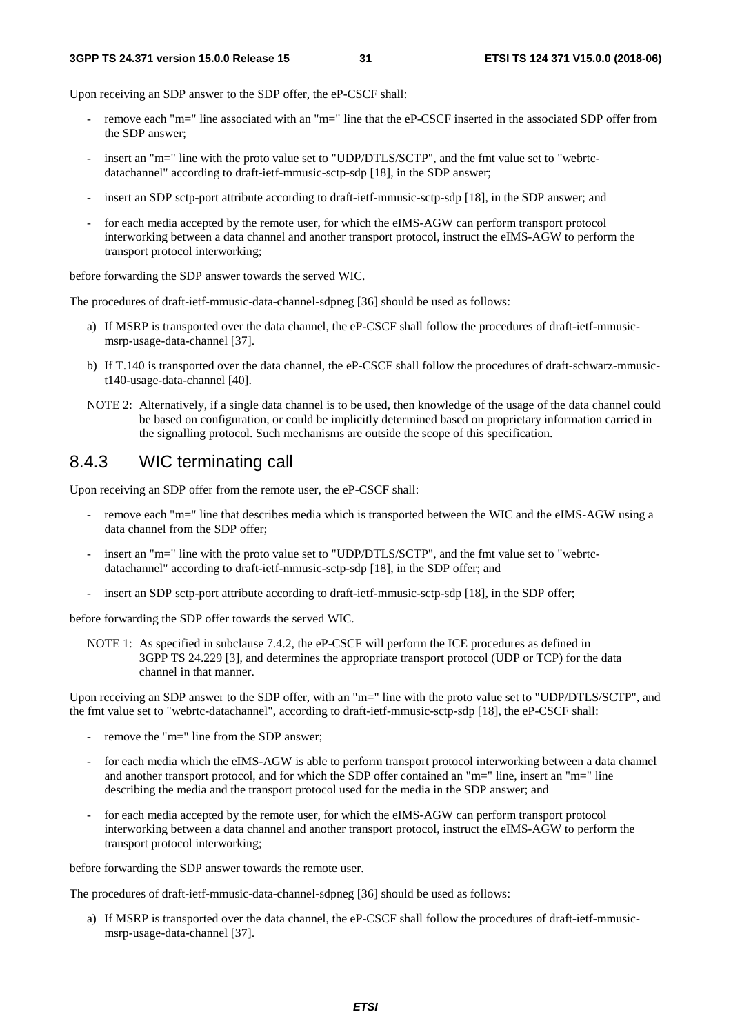Upon receiving an SDP answer to the SDP offer, the eP-CSCF shall:

- remove each "m=" line associated with an "m=" line that the eP-CSCF inserted in the associated SDP offer from the SDP answer;
- insert an "m=" line with the proto value set to "UDP/DTLS/SCTP", and the fmt value set to "webrtc-datachannel" according to draft-ietf-mmusic-sctp-sdp [18], in the SDP answer;
- insert an SDP sctp-port attribute according to draft-ietf-mmusic-sctp-sdp [18], in the SDP answer; and
- for each media accepted by the remote user, for which the eIMS-AGW can perform transport protocol interworking between a data channel and another transport protocol, instruct the eIMS-AGW to perform the transport protocol interworking;

before forwarding the SDP answer towards the served WIC.

The procedures of draft-ietf-mmusic-data-channel-sdpneg [36] should be used as follows:

a) If MSRP is transported over the data channel, the eP-CSCF shall follow the procedures of draft-ietf-mmusic-msrp-usage-data-channel [37].

b) If T.140 is transported over the data channel, the eP-CSCF shall follow the procedures of draft-schwarz-mmusic-t140-usage-data-channel [40].

NOTE 2: Alternatively, if a single data channel is to be used, then knowledge of the usage of the data channel could be based on configuration, or could be implicitly determined based on proprietary information carried in the signalling protocol. Such mechanisms are outside the scope of this specification.

### 8.4.3 WIC terminating call

Upon receiving an SDP offer from the remote user, the eP-CSCF shall:

- remove each "m=" line that describes media which is transported between the WIC and the eIMS-AGW using a data channel from the SDP offer;
- insert an "m=" line with the proto value set to "UDP/DTLS/SCTP", and the fmt value set to "webrtc-datachannel" according to draft-ietf-mmusic-sctp-sdp [18], in the SDP offer; and
- insert an SDP sctp-port attribute according to draft-ietf-mmusic-sctp-sdp [18], in the SDP offer;

before forwarding the SDP offer towards the served WIC.

NOTE 1: As specified in subclause 7.4.2, the eP-CSCF will perform the ICE procedures as defined in 3GPP TS 24.229 [3], and determines the appropriate transport protocol (UDP or TCP) for the data channel in that manner.

Upon receiving an SDP answer to the SDP offer, with an "m=" line with the proto value set to "UDP/DTLS/SCTP", and the fmt value set to "webrtc-datachannel", according to draft-ietf-mmusic-sctp-sdp [18], the eP-CSCF shall:

- remove the "m=" line from the SDP answer;
- for each media which the eIMS-AGW is able to perform transport protocol interworking between a data channel and another transport protocol, and for which the SDP offer contained an "m=" line, insert an "m=" line describing the media and the transport protocol used for the media in the SDP answer; and
- for each media accepted by the remote user, for which the eIMS-AGW can perform transport protocol interworking between a data channel and another transport protocol, instruct the eIMS-AGW to perform the transport protocol interworking;

before forwarding the SDP answer towards the remote user.

The procedures of draft-ietf-mmusic-data-channel-sdpneg [36] should be used as follows:

a) If MSRP is transported over the data channel, the eP-CSCF shall follow the procedures of draft-ietf-mmusic-msrp-usage-data-channel [37].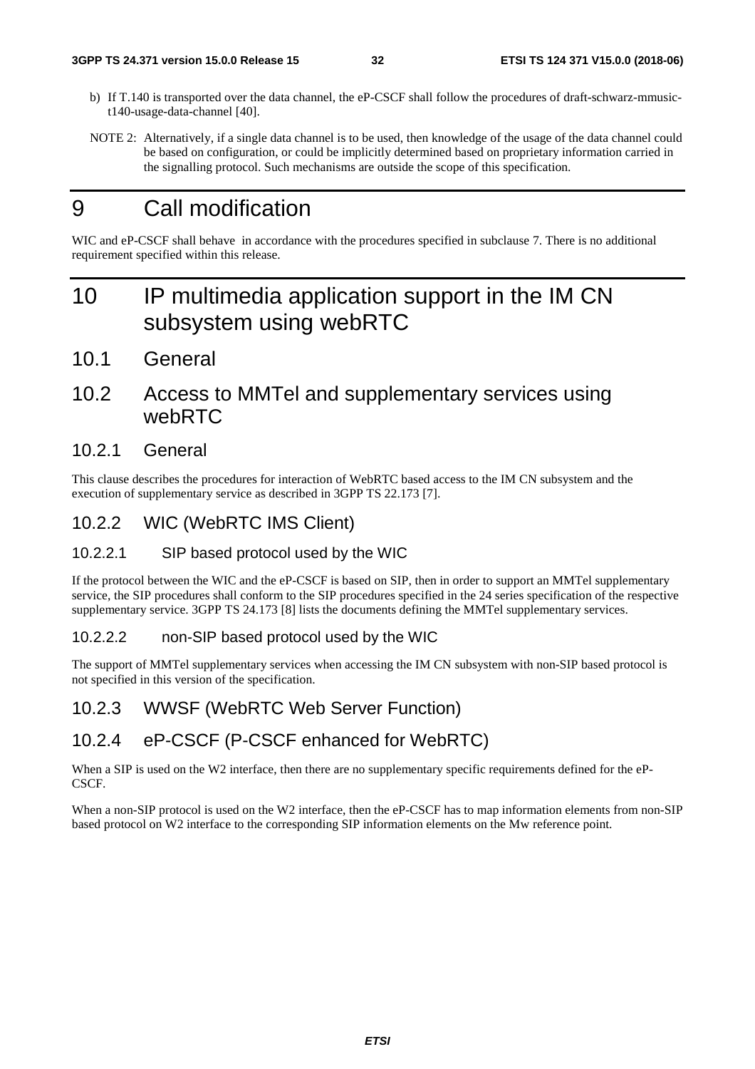b) If T.140 is transported over the data channel, the eP-CSCF shall follow the procedures of draft-schwarz-mmusic-t140-usage-data-channel [40].

NOTE 2: Alternatively, if a single data channel is to be used, then knowledge of the usage of the data channel could be based on configuration, or could be implicitly determined based on proprietary information carried in the signalling protocol. Such mechanisms are outside the scope of this specification.

# 9 Call modification

WIC and eP-CSCF shall behave in accordance with the procedures specified in subclause 7. There is no additional requirement specified within this release.

# 10 IP multimedia application support in the IM CN subsystem using webRTC

## 10.1 General

## 10.2 Access to MMTel and supplementary services using webRTC

### 10.2.1 General

This clause describes the procedures for interaction of WebRTC based access to the IM CN subsystem and the execution of supplementary service as described in 3GPP TS 22.173 [7].

### 10.2.2 WIC (WebRTC IMS Client)

#### 10.2.2.1 SIP based protocol used by the WIC

If the protocol between the WIC and the eP-CSCF is based on SIP, then in order to support an MMTel supplementary service, the SIP procedures shall conform to the SIP procedures specified in the 24 series specification of the respective supplementary service. 3GPP TS 24.173 [8] lists the documents defining the MMTel supplementary services.

#### 10.2.2.2 non-SIP based protocol used by the WIC

The support of MMTel supplementary services when accessing the IM CN subsystem with non-SIP based protocol is not specified in this version of the specification.

### 10.2.3 WWSF (WebRTC Web Server Function)

### 10.2.4 eP-CSCF (P-CSCF enhanced for WebRTC)

When a SIP is used on the W2 interface, then there are no supplementary specific requirements defined for the eP-CSCF.

When a non-SIP protocol is used on the W2 interface, then the eP-CSCF has to map information elements from non-SIP based protocol on W2 interface to the corresponding SIP information elements on the Mw reference point.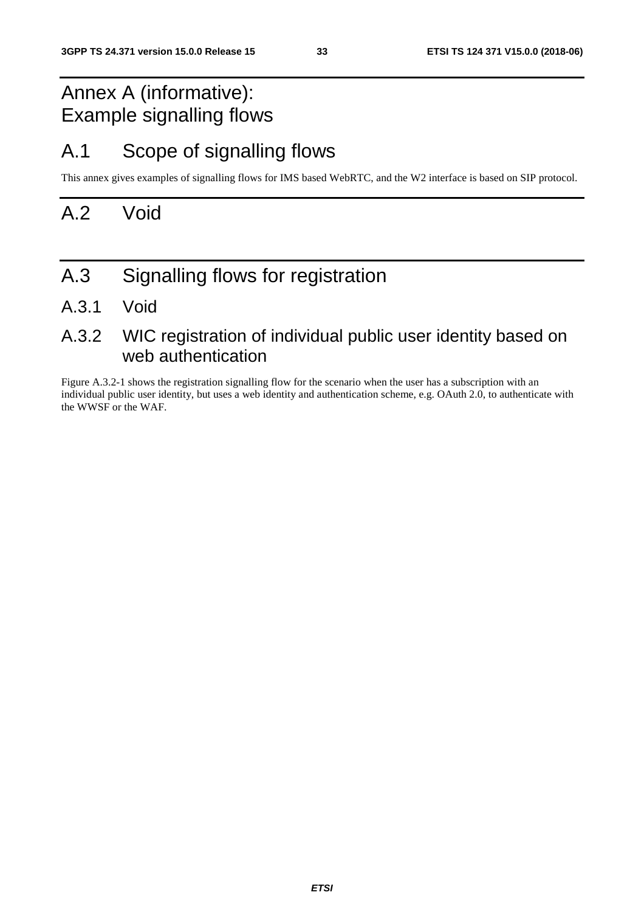# Annex A (informative): Example signalling flows

# A.1 Scope of signalling flows

This annex gives examples of signalling flows for IMS based WebRTC, and the W2 interface is based on SIP protocol.

# A.2 Void

# A.3 Signalling flows for registration

## A.3.1 Void

## A.3.2 WIC registration of individual public user identity based on web authentication

Figure A.3.2-1 shows the registration signalling flow for the scenario when the user has a subscription with an individual public user identity, but uses a web identity and authentication scheme, e.g. OAuth 2.0, to authenticate with the WWSF or the WAF.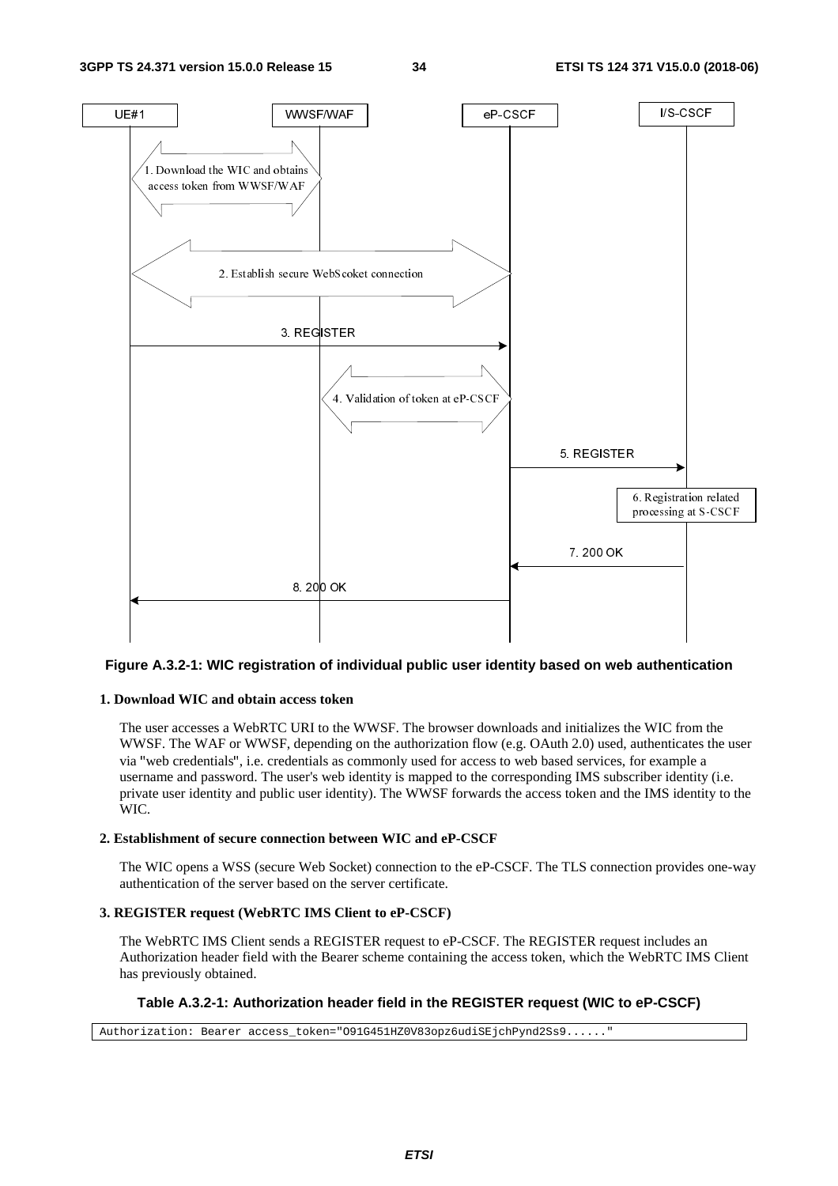**Figure A.3.2-1: WIC registration of individual public user identity based on web authentication**

**1. Download WIC and obtain access token**

The user accesses a WebRTC URI to the WWSF. The browser downloads and initializes the WIC from the WWSF. The WAF or WWSF, depending on the authorization flow (e.g. OAuth 2.0) used, authenticates the user via "web credentials", i.e. credentials as commonly used for access to web based services, for example a username and password. The user's web identity is mapped to the corresponding IMS subscriber identity (i.e. private user identity and public user identity). The WWSF forwards the access token and the IMS identity to the WIC.

**2. Establishment of secure connection between WIC and eP-CSCF**

The WIC opens a WSS (secure Web Socket) connection to the eP-CSCF. The TLS connection provides one-way authentication of the server based on the server certificate.

**3. REGISTER request (WebRTC IMS Client to eP-CSCF)**

The WebRTC IMS Client sends a REGISTER request to eP-CSCF. The REGISTER request includes an Authorization header field with the Bearer scheme containing the access token, which the WebRTC IMS Client has previously obtained.

**Table A.3.2-1: Authorization header field in the REGISTER request (WIC to eP-CSCF)**

```
Authorization: Bearer access_token="O91G451HZ0V83opz6udiSEjchPynd2Ss9......"
```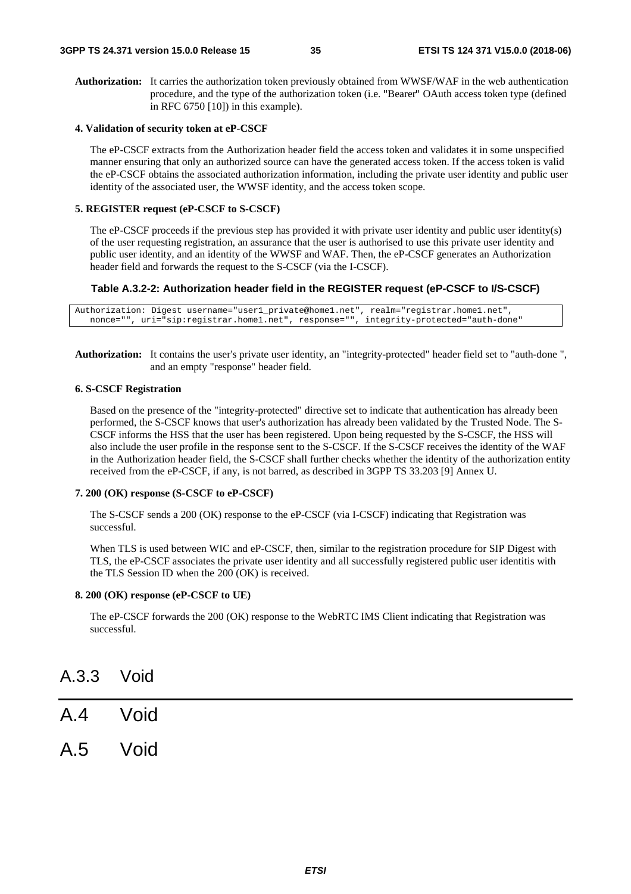**Authorization:** It carries the authorization token previously obtained from WWSF/WAF in the web authentication procedure, and the type of the authorization token (i.e. "Bearer" OAuth access token type (defined in RFC 6750 [10]) in this example).

**4. Validation of security token at eP-CSCF**

The eP-CSCF extracts from the Authorization header field the access token and validates it in some unspecified manner ensuring that only an authorized source can have the generated access token. If the access token is valid the eP-CSCF obtains the associated authorization information, including the private user identity and public user identity of the associated user, the WWSF identity, and the access token scope.

**5. REGISTER request (eP-CSCF to S-CSCF)**

The eP-CSCF proceeds if the previous step has provided it with private user identity and public user identity(s) of the user requesting registration, an assurance that the user is authorised to use this private user identity and public user identity, and an identity of the WWSF and WAF. Then, the eP-CSCF generates an Authorization header field and forwards the request to the S-CSCF (via the I-CSCF).

**Table A.3.2-2: Authorization header field in the REGISTER request (eP-CSCF to I/S-CSCF)**

```
Authorization: Digest username="user1_private@home1.net", realm="registrar.home1.net",
   nonce="", uri="sip:registrar.home1.net", response="", integrity-protected="auth-done"
```

**Authorization:** It contains the user's private user identity, an "integrity-protected" header field set to "auth-done ", and an empty "response" header field.

**6. S-CSCF Registration**

Based on the presence of the "integrity-protected" directive set to indicate that authentication has already been performed, the S-CSCF knows that user's authorization has already been validated by the Trusted Node. The S-CSCF informs the HSS that the user has been registered. Upon being requested by the S-CSCF, the HSS will also include the user profile in the response sent to the S-CSCF. If the S-CSCF receives the identity of the WAF in the Authorization header field, the S-CSCF shall further checks whether the identity of the authorization entity received from the eP-CSCF, if any, is not barred, as described in 3GPP TS 33.203 [9] Annex U.

**7. 200 (OK) response (S-CSCF to eP-CSCF)**

The S-CSCF sends a 200 (OK) response to the eP-CSCF (via I-CSCF) indicating that Registration was successful.

When TLS is used between WIC and eP-CSCF, then, similar to the registration procedure for SIP Digest with TLS, the eP-CSCF associates the private user identity and all successfully registered public user identitis with the TLS Session ID when the 200 (OK) is received.

**8. 200 (OK) response (eP-CSCF to UE)**

The eP-CSCF forwards the 200 (OK) response to the WebRTC IMS Client indicating that Registration was successful.

## A.3.3 Void

# A.4 Void

# A.5 Void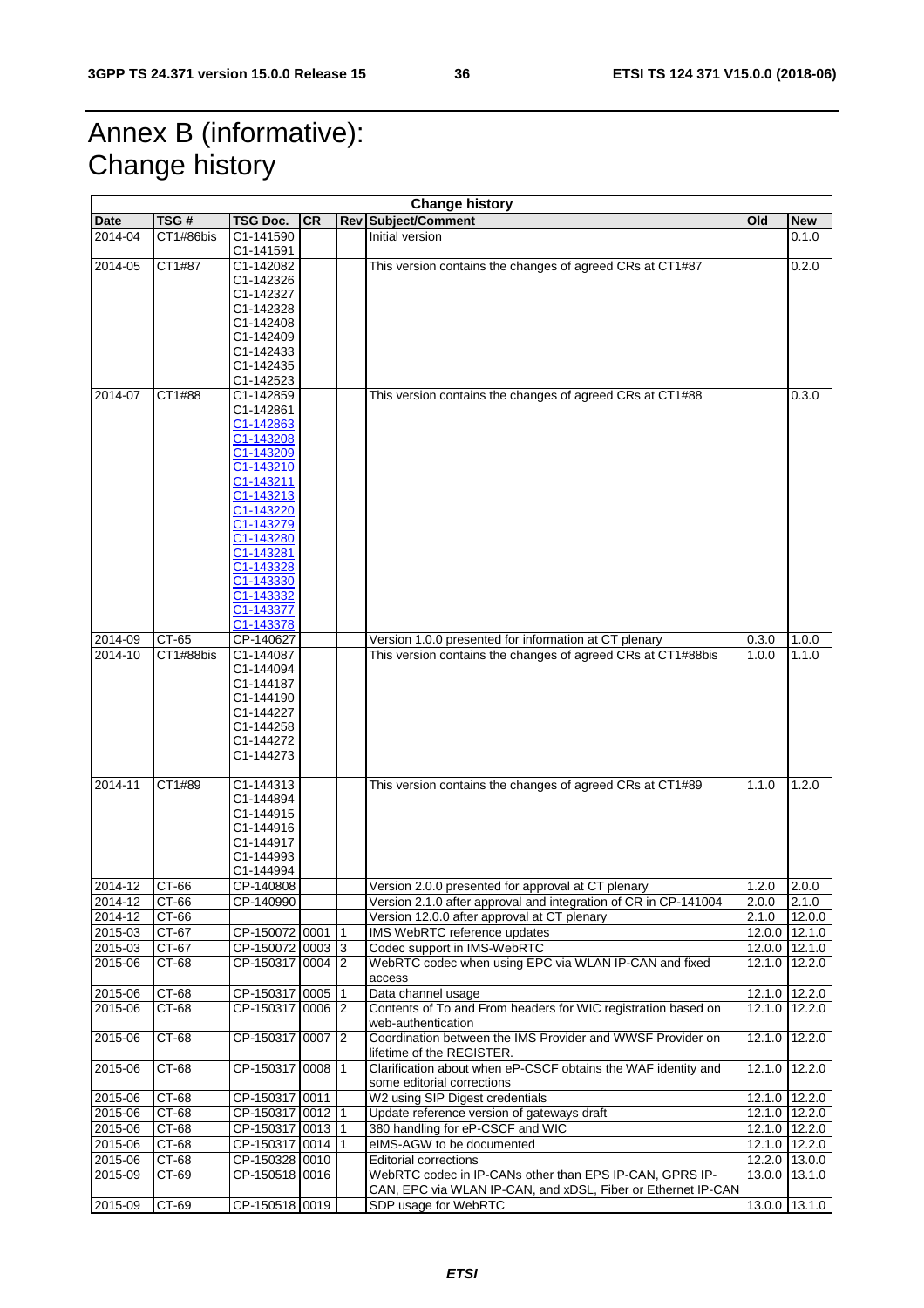# Annex B (informative): Change history

| Change history | | | | | | | |
|---|---|---|---|---|---|---|---|
| **Date** | **TSG #** | **TSG Doc.** | **CR** | **Rev** | **Subject/Comment** | **Old** | **New** |
| 2014-04 | CT1#86bis | C1-141590 C1-141591 | | | Initial version | | 0.1.0 |
| 2014-05 | CT1#87 | C1-142082 C1-142326 C1-142327 C1-142328 C1-142408 C1-142409 C1-142433 C1-142435 C1-142523 | | | This version contains the changes of agreed CRs at CT1#87 | | 0.2.0 |
| 2014-07 | CT1#88 | C1-142859 C1-142861 C1-142863 C1-143208 C1-143209 C1-143210 C1-143211 C1-143213 C1-143220 C1-143279 C1-143280 C1-143281 C1-143328 C1-143330 C1-143332 C1-143377 C1-143378 | | | This version contains the changes of agreed CRs at CT1#88 | | 0.3.0 |
| 2014-09 | CT-65 | CP-140627 | | | Version 1.0.0 presented for information at CT plenary | 0.3.0 | 1.0.0 |
| 2014-10 | CT1#88bis | C1-144087 C1-144094 C1-144187 C1-144190 C1-144227 C1-144258 C1-144272 C1-144273 | | | This version contains the changes of agreed CRs at CT1#88bis | 1.0.0 | 1.1.0 |
| 2014-11 | CT1#89 | C1-144313 C1-144894 C1-144915 C1-144916 C1-144917 C1-144993 C1-144994 | | | This version contains the changes of agreed CRs at CT1#89 | 1.1.0 | 1.2.0 |
| 2014-12 | CT-66 | CP-140808 | | | Version 2.0.0 presented for approval at CT plenary | 1.2.0 | 2.0.0 |
| 2014-12 | CT-66 | CP-140990 | | | Version 2.1.0 after approval and integration of CR in CP-141004 | 2.0.0 | 2.1.0 |
| 2014-12 | CT-66 | | | | Version 12.0.0 after approval at CT plenary | 2.1.0 | 12.0.0 |
| 2015-03 | CT-67 | CP-150072 | 0001 | 1 | IMS WebRTC reference updates | 12.0.0 | 12.1.0 |
| 2015-03 | CT-67 | CP-150072 | 0003 | 3 | Codec support in IMS-WebRTC | 12.0.0 | 12.1.0 |
| 2015-06 | CT-68 | CP-150317 | 0004 | 2 | WebRTC codec when using EPC via WLAN IP-CAN and fixed access | 12.1.0 | 12.2.0 |
| 2015-06 | CT-68 | CP-150317 | 0005 | 1 | Data channel usage | 12.1.0 | 12.2.0 |
| 2015-06 | CT-68 | CP-150317 | 0006 | 2 | Contents of To and From headers for WIC registration based on web-authentication | 12.1.0 | 12.2.0 |
| 2015-06 | CT-68 | CP-150317 | 0007 | 2 | Coordination between the IMS Provider and WWSF Provider on lifetime of the REGISTER. | 12.1.0 | 12.2.0 |
| 2015-06 | CT-68 | CP-150317 | 0008 | 1 | Clarification about when eP-CSCF obtains the WAF identity and some editorial corrections | 12.1.0 | 12.2.0 |
| 2015-06 | CT-68 | CP-150317 | 0011 | | W2 using SIP Digest credentials | 12.1.0 | 12.2.0 |
| 2015-06 | CT-68 | CP-150317 | 0012 | 1 | Update reference version of gateways draft | 12.1.0 | 12.2.0 |
| 2015-06 | CT-68 | CP-150317 | 0013 | 1 | 380 handling for eP-CSCF and WIC | 12.1.0 | 12.2.0 |
| 2015-06 | CT-68 | CP-150317 | 0014 | 1 | eIMS-AGW to be documented | 12.1.0 | 12.2.0 |
| 2015-06 | CT-68 | CP-150328 | 0010 | | Editorial corrections | 12.2.0 | 13.0.0 |
| 2015-09 | CT-69 | CP-150518 | 0016 | | WebRTC codec in IP-CANs other than EPS IP-CAN, GPRS IP-CAN, EPC via WLAN IP-CAN, and xDSL, Fiber or Ethernet IP-CAN | 13.0.0 | 13.1.0 |
| 2015-09 | CT-69 | CP-150518 | 0019 | | SDP usage for WebRTC | 13.0.0 | 13.1.0 |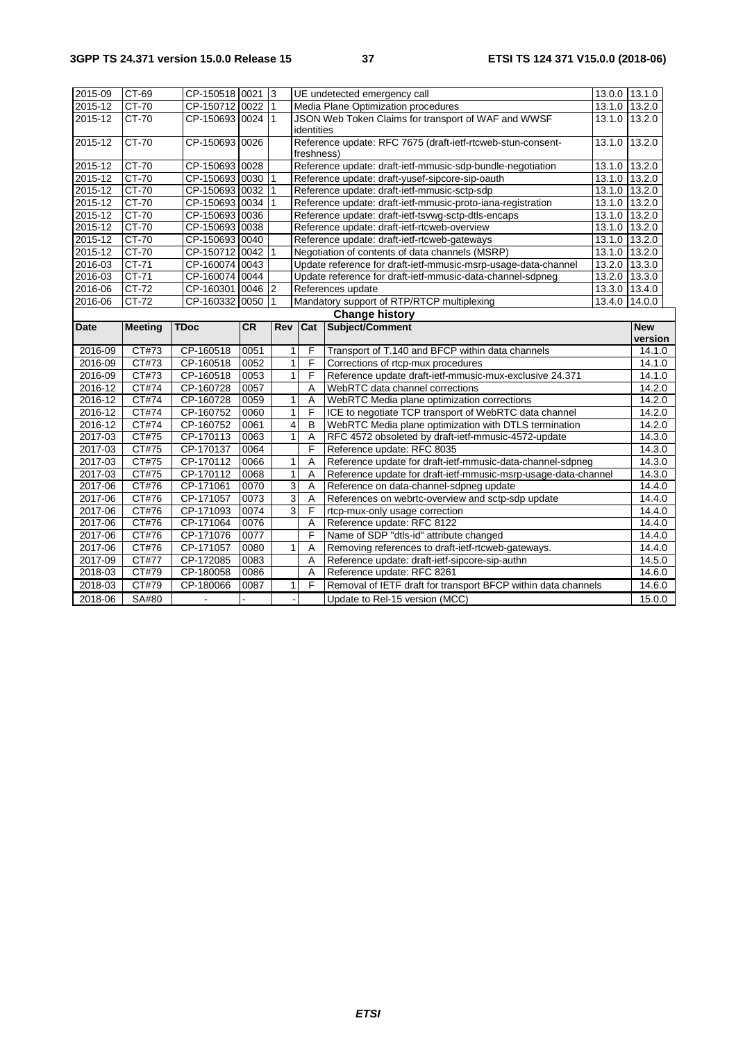| 2015-09 | CT-69 | CP-150518 | 0021 | 3 | | UE undetected emergency call | 13.0.0 | 13.1.0 |
|---|---|---|---|---|---|---|---|---|
| 2015-12 | CT-70 | CP-150712 | 0022 | 1 | | Media Plane Optimization procedures | 13.1.0 | 13.2.0 |
| 2015-12 | CT-70 | CP-150693 | 0024 | 1 | | JSON Web Token Claims for transport of WAF and WWSF identities | 13.1.0 | 13.2.0 |
| 2015-12 | CT-70 | CP-150693 | 0026 | | | Reference update: RFC 7675 (draft-ietf-rtcweb-stun-consent-freshness) | 13.1.0 | 13.2.0 |
| 2015-12 | CT-70 | CP-150693 | 0028 | | | Reference update: draft-ietf-mmusic-sdp-bundle-negotiation | 13.1.0 | 13.2.0 |
| 2015-12 | CT-70 | CP-150693 | 0030 | 1 | | Reference update: draft-yusef-sipcore-sip-oauth | 13.1.0 | 13.2.0 |
| 2015-12 | CT-70 | CP-150693 | 0032 | 1 | | Reference update: draft-ietf-mmusic-sctp-sdp | 13.1.0 | 13.2.0 |
| 2015-12 | CT-70 | CP-150693 | 0034 | 1 | | Reference update: draft-ietf-mmusic-proto-iana-registration | 13.1.0 | 13.2.0 |
| 2015-12 | CT-70 | CP-150693 | 0036 | | | Reference update: draft-ietf-tsvwg-sctp-dtls-encaps | 13.1.0 | 13.2.0 |
| 2015-12 | CT-70 | CP-150693 | 0038 | | | Reference update: draft-ietf-rtcweb-overview | 13.1.0 | 13.2.0 |
| 2015-12 | CT-70 | CP-150693 | 0040 | | | Reference update: draft-ietf-rtcweb-gateways | 13.1.0 | 13.2.0 |
| 2015-12 | CT-70 | CP-150712 | 0042 | 1 | | Negotiation of contents of data channels (MSRP) | 13.1.0 | 13.2.0 |
| 2016-03 | CT-71 | CP-160074 | 0043 | | | Update reference for draft-ietf-mmusic-msrp-usage-data-channel | 13.2.0 | 13.3.0 |
| 2016-03 | CT-71 | CP-160074 | 0044 | | | Update reference for draft-ietf-mmusic-data-channel-sdpneg | 13.2.0 | 13.3.0 |
| 2016-06 | CT-72 | CP-160301 | 0046 | 2 | | References update | 13.3.0 | 13.4.0 |
| 2016-06 | CT-72 | CP-160332 | 0050 | 1 | | Mandatory support of RTP/RTCP multiplexing | 13.4.0 | 14.0.0 |

| Change history | | | | | | |
|---|---|---|---|---|---|---|
| **Date** | **Meeting** | **TDoc** | **CR** | **Rev** | **Cat** | **Subject/Comment** | **New version** |
| 2016-09 | CT#73 | CP-160518 | 0051 | 1 | F | Transport of T.140 and BFCP within data channels | 14.1.0 |
| 2016-09 | CT#73 | CP-160518 | 0052 | 1 | F | Corrections of rtcp-mux procedures | 14.1.0 |
| 2016-09 | CT#73 | CP-160518 | 0053 | 1 | F | Reference update draft-ietf-mmusic-mux-exclusive 24.371 | 14.1.0 |
| 2016-12 | CT#74 | CP-160728 | 0057 | | A | WebRTC data channel corrections | 14.2.0 |
| 2016-12 | CT#74 | CP-160728 | 0059 | 1 | A | WebRTC Media plane optimization corrections | 14.2.0 |
| 2016-12 | CT#74 | CP-160752 | 0060 | 1 | F | ICE to negotiate TCP transport of WebRTC data channel | 14.2.0 |
| 2016-12 | CT#74 | CP-160752 | 0061 | 4 | B | WebRTC Media plane optimization with DTLS termination | 14.2.0 |
| 2017-03 | CT#75 | CP-170113 | 0063 | 1 | A | RFC 4572 obsoleted by draft-ietf-mmusic-4572-update | 14.3.0 |
| 2017-03 | CT#75 | CP-170137 | 0064 | | F | Reference update: RFC 8035 | 14.3.0 |
| 2017-03 | CT#75 | CP-170112 | 0066 | 1 | A | Reference update for draft-ietf-mmusic-data-channel-sdpneg | 14.3.0 |
| 2017-03 | CT#75 | CP-170112 | 0068 | 1 | A | Reference update for draft-ietf-mmusic-msrp-usage-data-channel | 14.3.0 |
| 2017-06 | CT#76 | CP-171061 | 0070 | 3 | A | Reference on data-channel-sdpneg update | 14.4.0 |
| 2017-06 | CT#76 | CP-171057 | 0073 | 3 | A | References on webrtc-overview and sctp-sdp update | 14.4.0 |
| 2017-06 | CT#76 | CP-171093 | 0074 | 3 | F | rtcp-mux-only usage correction | 14.4.0 |
| 2017-06 | CT#76 | CP-171064 | 0076 | | A | Reference update: RFC 8122 | 14.4.0 |
| 2017-06 | CT#76 | CP-171076 | 0077 | | F | Name of SDP "dtls-id" attribute changed | 14.4.0 |
| 2017-06 | CT#76 | CP-171057 | 0080 | 1 | A | Removing references to draft-ietf-rtcweb-gateways. | 14.4.0 |
| 2017-09 | CT#77 | CP-172085 | 0083 | | A | Reference update: draft-ietf-sipcore-sip-authn | 14.5.0 |
| 2018-03 | CT#79 | CP-180058 | 0086 | | A | Reference update: RFC 8261 | 14.6.0 |
| 2018-03 | CT#79 | CP-180066 | 0087 | 1 | F | Removal of IETF draft for transport BFCP within data channels | 14.6.0 |
| 2018-06 | SA#80 | - | - | - | | Update to Rel-15 version (MCC) | 15.0.0 |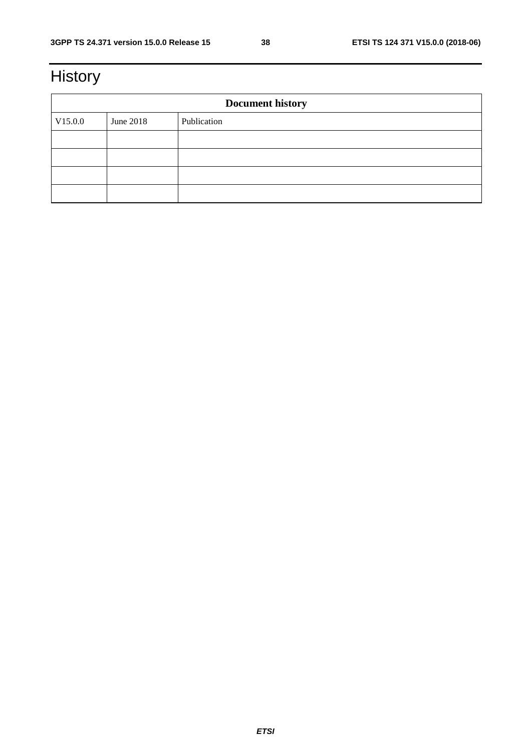# History

| Document history | | |
|---|---|---|
| V15.0.0 | June 2018 | Publication |
| | | |
| | | |
| | | |
| | | |